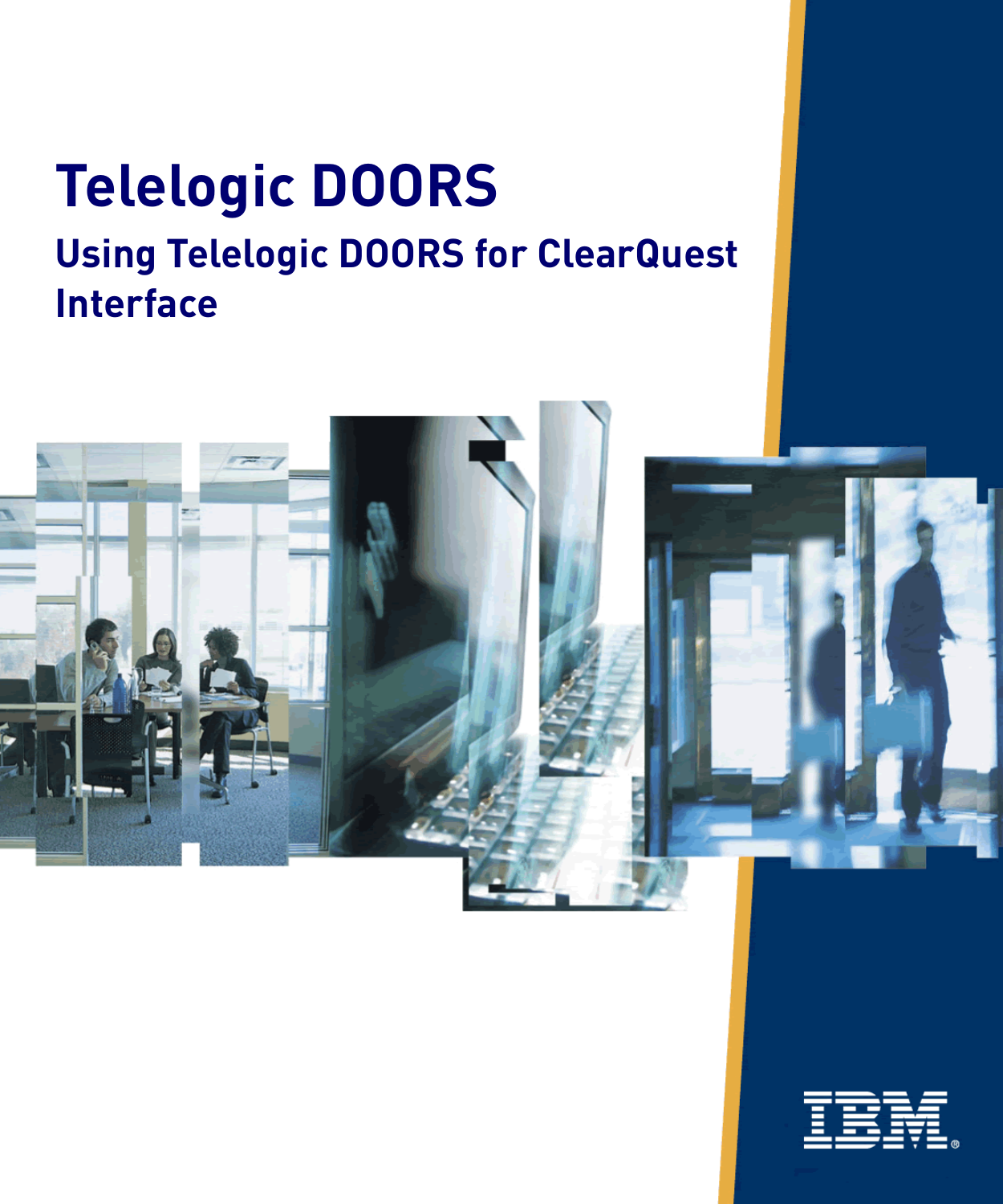# Telelogic DOORS

## Using Telelogic DOORS for ClearQuest Interface

IBM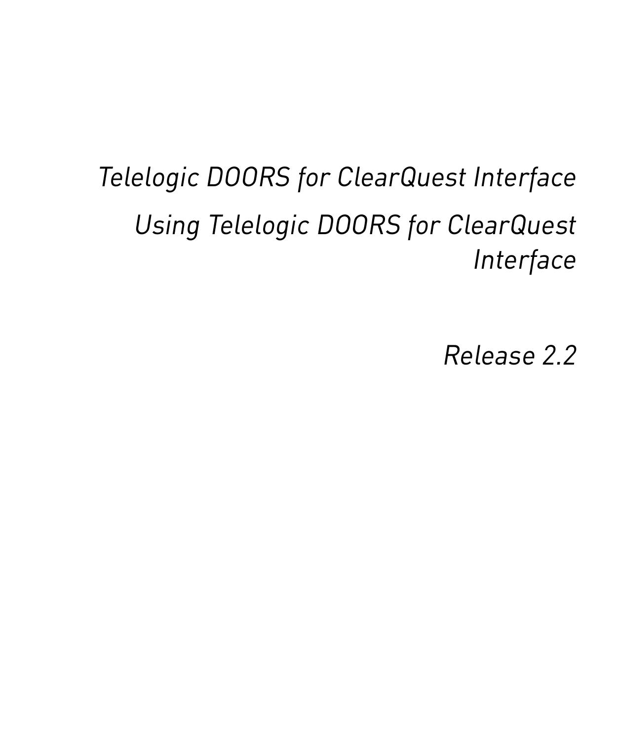# *Telelogic DOORS for ClearQuest Interface*

## *Using Telelogic DOORS for ClearQuest Interface*

*Release 2.2*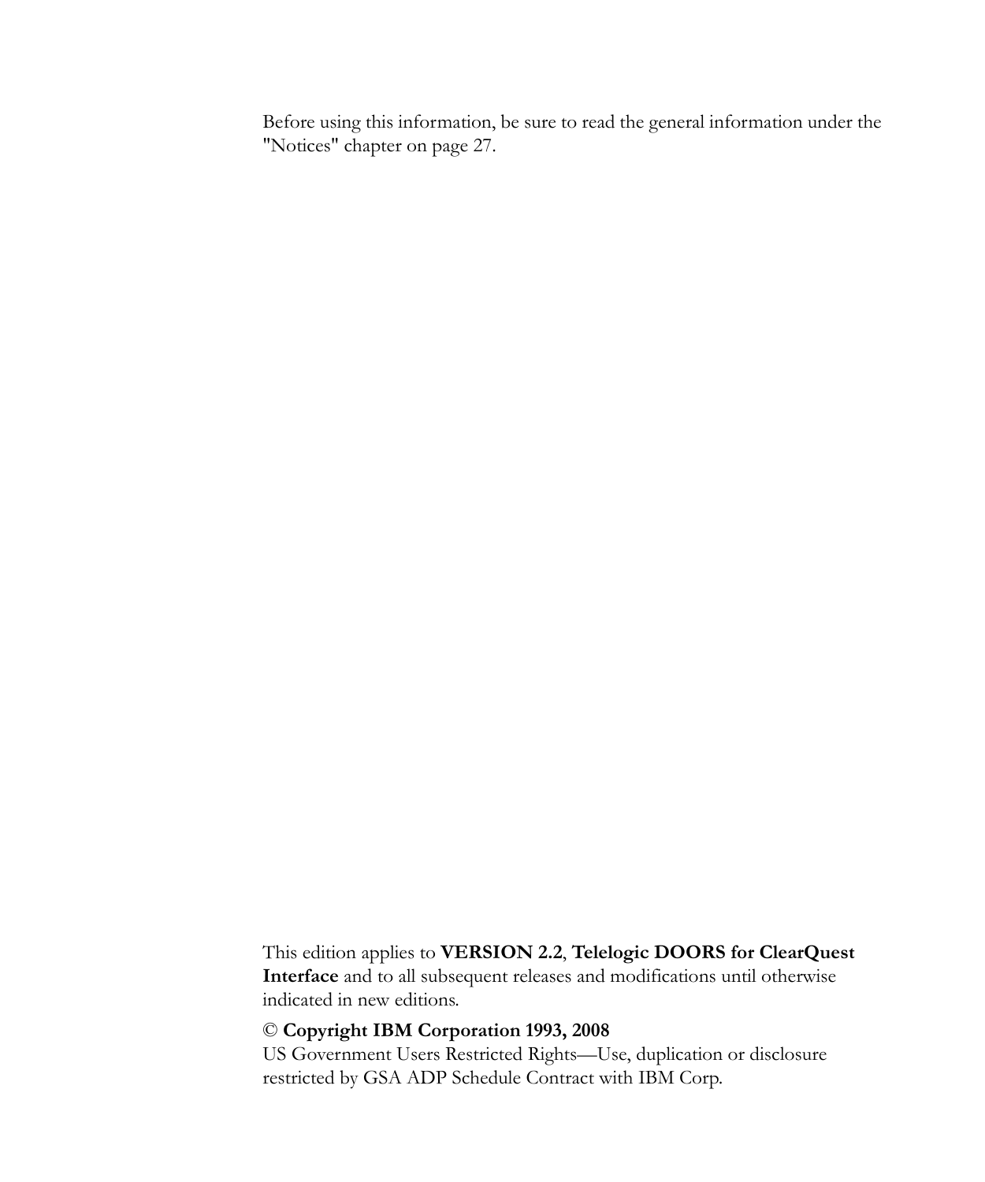Before using this information, be sure to read the general information under the "Notices" chapter on page 27.

This edition applies to **VERSION 2.2**, **Telelogic DOORS for ClearQuest Interface** and to all subsequent releases and modifications until otherwise indicated in new editions.

© **Copyright IBM Corporation 1993, 2008**
US Government Users Restricted Rights—Use, duplication or disclosure restricted by GSA ADP Schedule Contract with IBM Corp.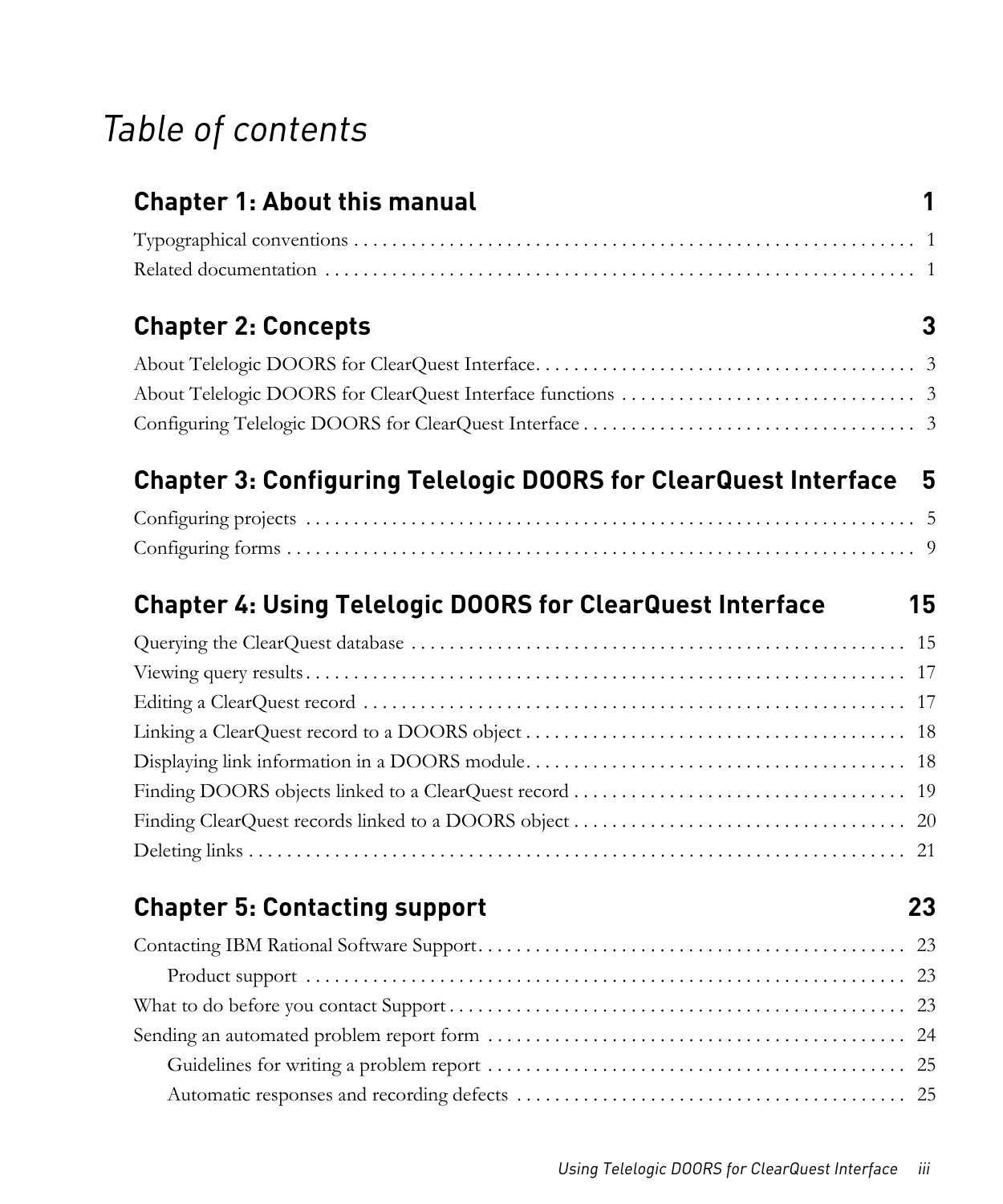# *Table of contents*

## Chapter 1: About this manual 1

Typographical conventions . . . . . . . . . . . . . . . . . . . . . . . . . . . . . . . . . . . . . . . . . . . . . . . . . . . . . . . . . . . 1

Related documentation . . . . . . . . . . . . . . . . . . . . . . . . . . . . . . . . . . . . . . . . . . . . . . . . . . . . . . . . . . . . . 1

## Chapter 2: Concepts 3

About Telelogic DOORS for ClearQuest Interface. . . . . . . . . . . . . . . . . . . . . . . . . . . . . . . . . . . . . . . . 3

About Telelogic DOORS for ClearQuest Interface functions . . . . . . . . . . . . . . . . . . . . . . . . . . . . . . . 3

Configuring Telelogic DOORS for ClearQuest Interface . . . . . . . . . . . . . . . . . . . . . . . . . . . . . . . . . . . 3

## Chapter 3: Configuring Telelogic DOORS for ClearQuest Interface 5

Configuring projects . . . . . . . . . . . . . . . . . . . . . . . . . . . . . . . . . . . . . . . . . . . . . . . . . . . . . . . . . . . . . . . . 5

Configuring forms . . . . . . . . . . . . . . . . . . . . . . . . . . . . . . . . . . . . . . . . . . . . . . . . . . . . . . . . . . . . . . . . . . 9

## Chapter 4: Using Telelogic DOORS for ClearQuest Interface 15

Querying the ClearQuest database . . . . . . . . . . . . . . . . . . . . . . . . . . . . . . . . . . . . . . . . . . . . . . . . . . . 15

Viewing query results . . . . . . . . . . . . . . . . . . . . . . . . . . . . . . . . . . . . . . . . . . . . . . . . . . . . . . . . . . . . . . . 17

Editing a ClearQuest record . . . . . . . . . . . . . . . . . . . . . . . . . . . . . . . . . . . . . . . . . . . . . . . . . . . . . . . . . 17

Linking a ClearQuest record to a DOORS object . . . . . . . . . . . . . . . . . . . . . . . . . . . . . . . . . . . . . . . . 18

Displaying link information in a DOORS module. . . . . . . . . . . . . . . . . . . . . . . . . . . . . . . . . . . . . . . . . 18

Finding DOORS objects linked to a ClearQuest record . . . . . . . . . . . . . . . . . . . . . . . . . . . . . . . . . . . 19

Finding ClearQuest records linked to a DOORS object . . . . . . . . . . . . . . . . . . . . . . . . . . . . . . . . . . . 20

Deleting links . . . . . . . . . . . . . . . . . . . . . . . . . . . . . . . . . . . . . . . . . . . . . . . . . . . . . . . . . . . . . . . . . . . . . 21

## Chapter 5: Contacting support 23

Contacting IBM Rational Software Support. . . . . . . . . . . . . . . . . . . . . . . . . . . . . . . . . . . . . . . . . . . . . 23

    Product support . . . . . . . . . . . . . . . . . . . . . . . . . . . . . . . . . . . . . . . . . . . . . . . . . . . . . . . . . . . . . . 23

What to do before you contact Support . . . . . . . . . . . . . . . . . . . . . . . . . . . . . . . . . . . . . . . . . . . . . . . . 23

Sending an automated problem report form . . . . . . . . . . . . . . . . . . . . . . . . . . . . . . . . . . . . . . . . . . . . 24

    Guidelines for writing a problem report . . . . . . . . . . . . . . . . . . . . . . . . . . . . . . . . . . . . . . . . . . . . 25

    Automatic responses and recording defects . . . . . . . . . . . . . . . . . . . . . . . . . . . . . . . . . . . . . . . . . 25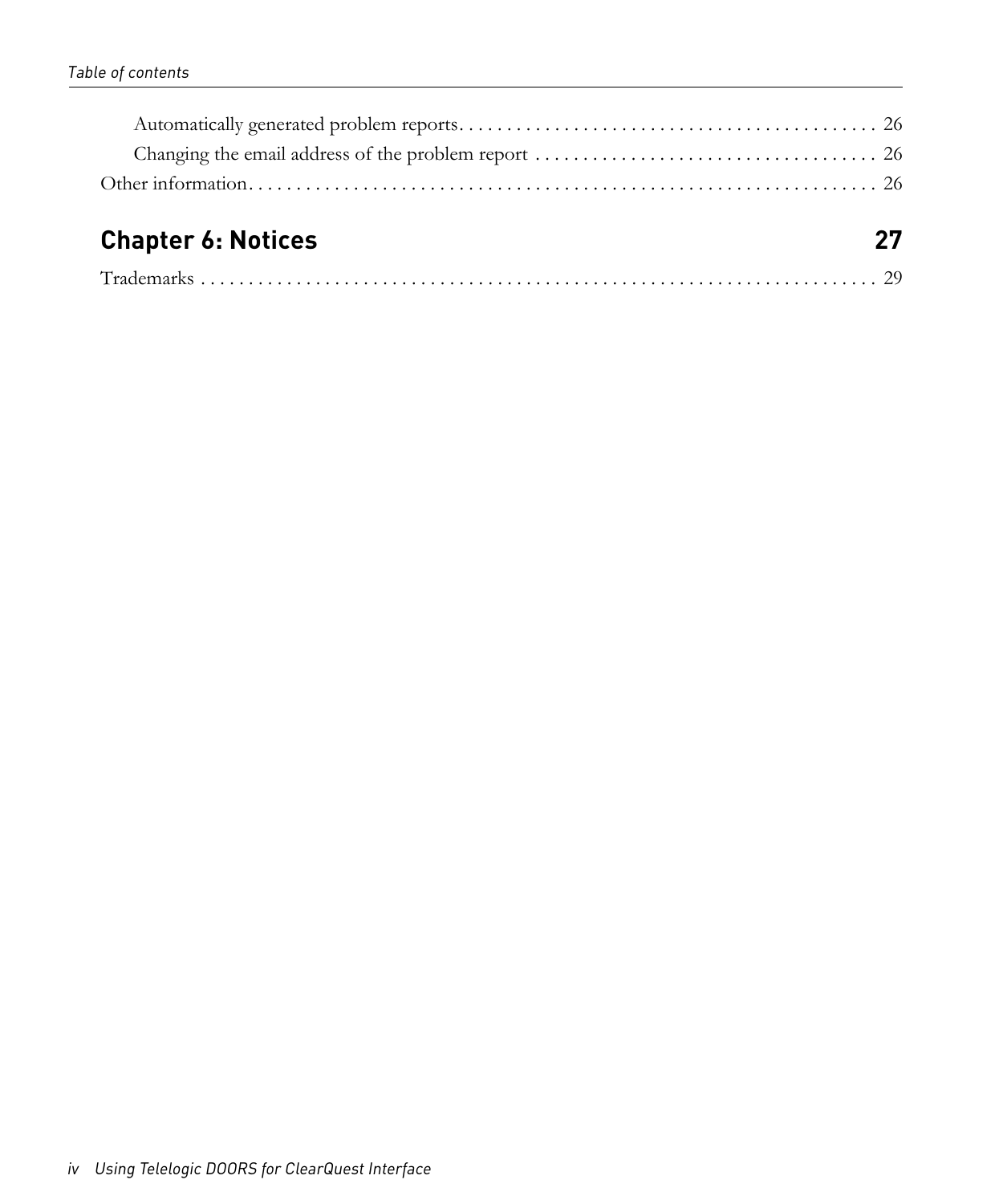Automatically generated problem reports. . . . . . . . . . . . . . . . . . . . . . . . . . . . . . . . . . . . . . . . . . . . 26

Changing the email address of the problem report . . . . . . . . . . . . . . . . . . . . . . . . . . . . . . . . . . . . 26

Other information. . . . . . . . . . . . . . . . . . . . . . . . . . . . . . . . . . . . . . . . . . . . . . . . . . . . . . . . . . . . . . 26

## Chapter 6: Notices 27

Trademarks . . . . . . . . . . . . . . . . . . . . . . . . . . . . . . . . . . . . . . . . . . . . . . . . . . . . . . . . . . . . . . . . . 29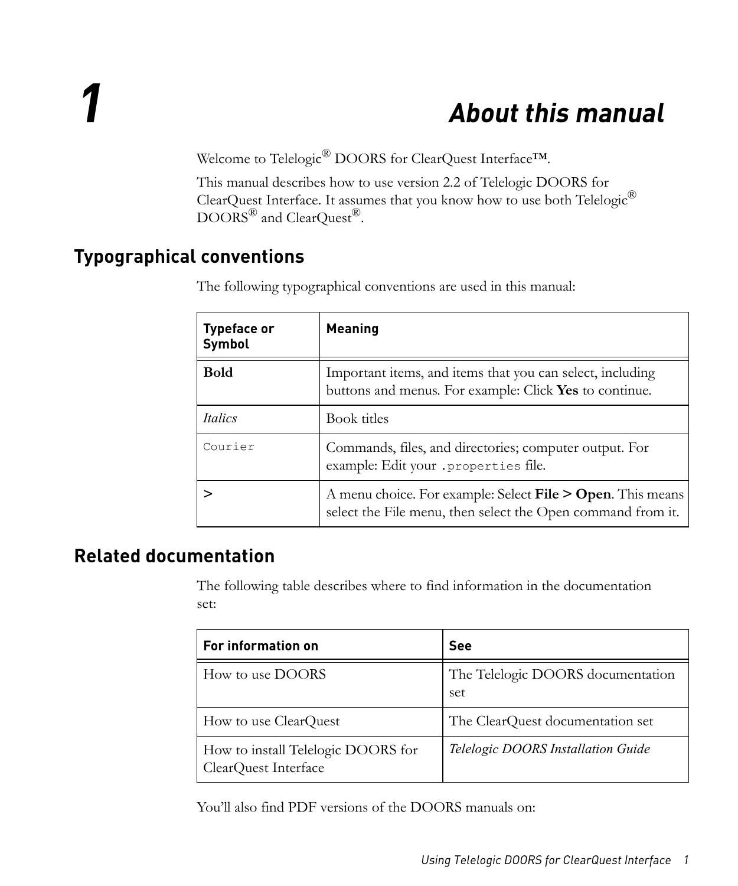# 1 About this manual

Welcome to Telelogic® DOORS for ClearQuest Interface™.

This manual describes how to use version 2.2 of Telelogic DOORS for ClearQuest Interface. It assumes that you know how to use both Telelogic® DOORS® and ClearQuest®.

## Typographical conventions

The following typographical conventions are used in this manual:

| Typeface or Symbol | Meaning |
|---|---|
| **Bold** | Important items, and items that you can select, including buttons and menus. For example: Click **Yes** to continue. |
| *Italics* | Book titles |
| `Courier` | Commands, files, and directories; computer output. For example: Edit your `.properties` file. |
| **>** | A menu choice. For example: Select **File > Open**. This means select the File menu, then select the Open command from it. |

## Related documentation

The following table describes where to find information in the documentation set:

| For information on | See |
|---|---|
| How to use DOORS | The Telelogic DOORS documentation set |
| How to use ClearQuest | The ClearQuest documentation set |
| How to install Telelogic DOORS for ClearQuest Interface | *Telelogic DOORS Installation Guide* |

You'll also find PDF versions of the DOORS manuals on: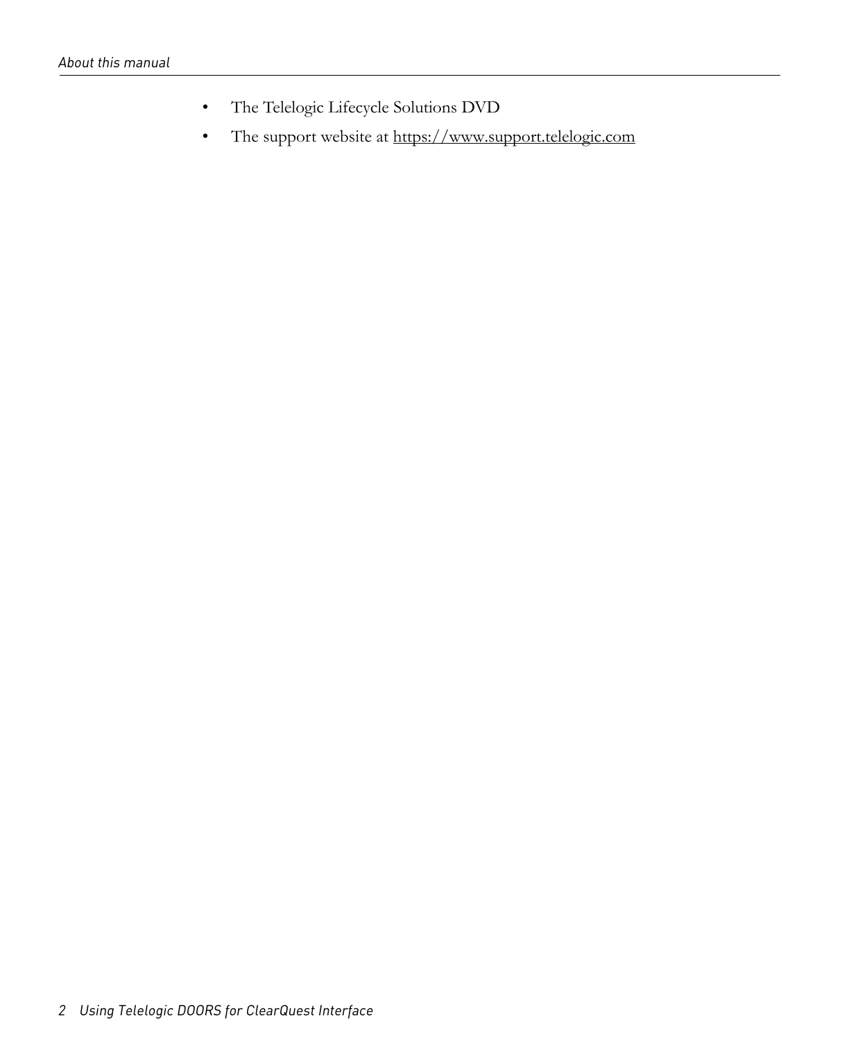- The Telelogic Lifecycle Solutions DVD
- The support website at https://www.support.telelogic.com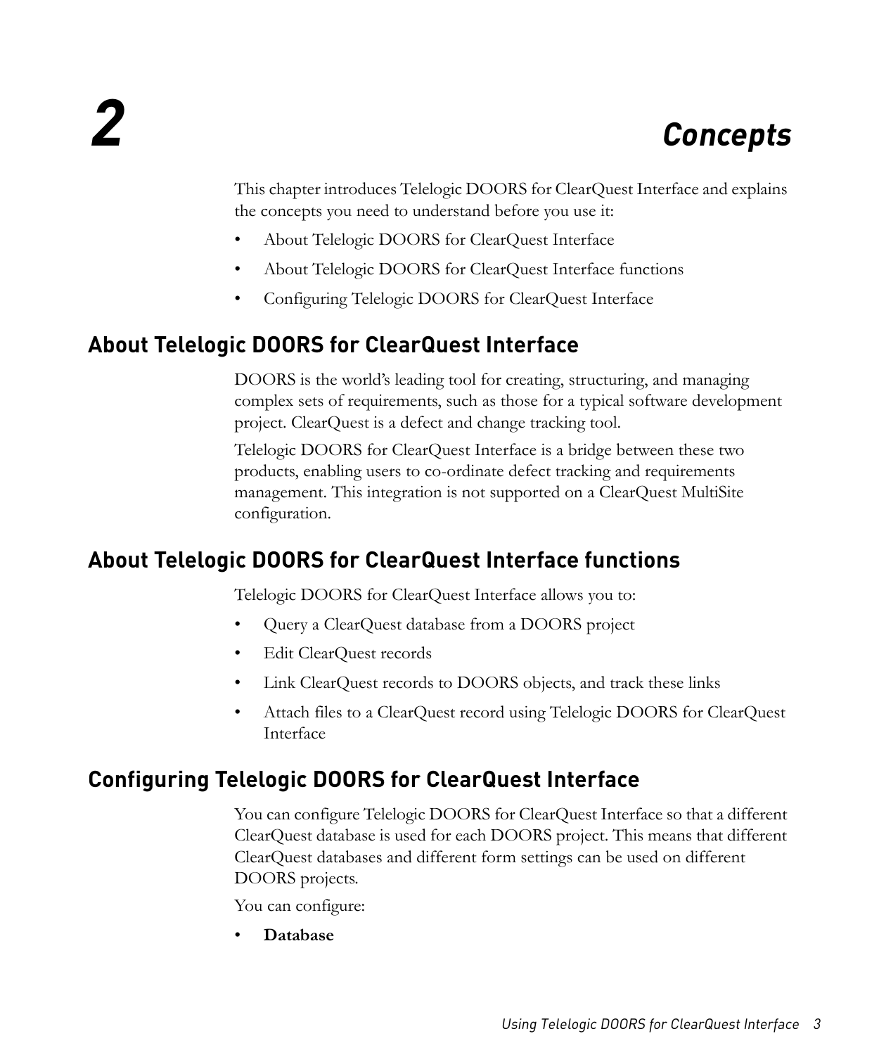# 2 Concepts

This chapter introduces Telelogic DOORS for ClearQuest Interface and explains the concepts you need to understand before you use it:

- About Telelogic DOORS for ClearQuest Interface
- About Telelogic DOORS for ClearQuest Interface functions
- Configuring Telelogic DOORS for ClearQuest Interface

## About Telelogic DOORS for ClearQuest Interface

DOORS is the world's leading tool for creating, structuring, and managing complex sets of requirements, such as those for a typical software development project. ClearQuest is a defect and change tracking tool.

Telelogic DOORS for ClearQuest Interface is a bridge between these two products, enabling users to co-ordinate defect tracking and requirements management. This integration is not supported on a ClearQuest MultiSite configuration.

## About Telelogic DOORS for ClearQuest Interface functions

Telelogic DOORS for ClearQuest Interface allows you to:

- Query a ClearQuest database from a DOORS project
- Edit ClearQuest records
- Link ClearQuest records to DOORS objects, and track these links
- Attach files to a ClearQuest record using Telelogic DOORS for ClearQuest Interface

## Configuring Telelogic DOORS for ClearQuest Interface

You can configure Telelogic DOORS for ClearQuest Interface so that a different ClearQuest database is used for each DOORS project. This means that different ClearQuest databases and different form settings can be used on different DOORS projects.

You can configure:

- **Database**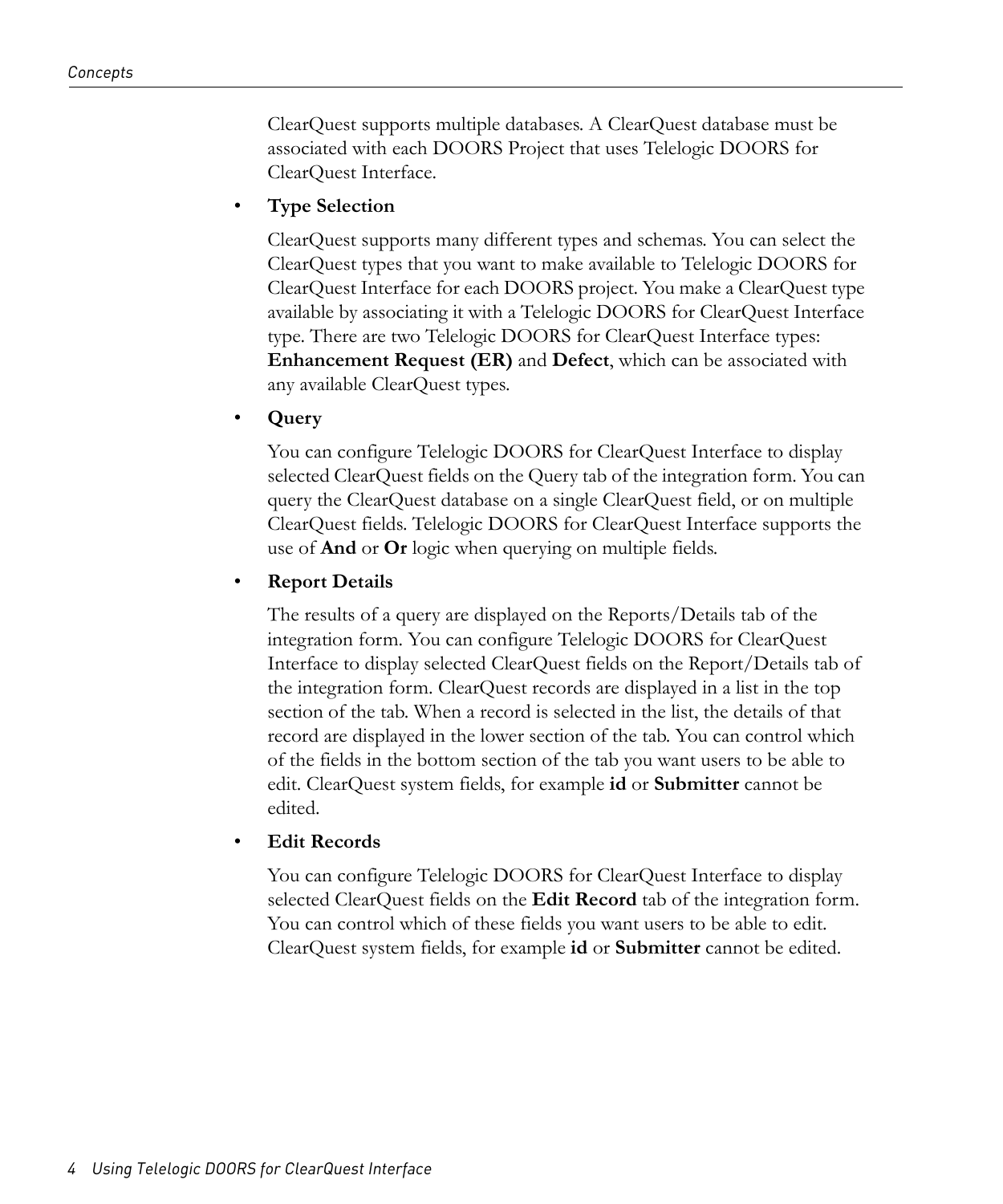ClearQuest supports multiple databases. A ClearQuest database must be associated with each DOORS Project that uses Telelogic DOORS for ClearQuest Interface.

- **Type Selection**

  ClearQuest supports many different types and schemas. You can select the ClearQuest types that you want to make available to Telelogic DOORS for ClearQuest Interface for each DOORS project. You make a ClearQuest type available by associating it with a Telelogic DOORS for ClearQuest Interface type. There are two Telelogic DOORS for ClearQuest Interface types: **Enhancement Request (ER)** and **Defect**, which can be associated with any available ClearQuest types.

- **Query**

  You can configure Telelogic DOORS for ClearQuest Interface to display selected ClearQuest fields on the Query tab of the integration form. You can query the ClearQuest database on a single ClearQuest field, or on multiple ClearQuest fields. Telelogic DOORS for ClearQuest Interface supports the use of **And** or **Or** logic when querying on multiple fields.

- **Report Details**

  The results of a query are displayed on the Reports/Details tab of the integration form. You can configure Telelogic DOORS for ClearQuest Interface to display selected ClearQuest fields on the Report/Details tab of the integration form. ClearQuest records are displayed in a list in the top section of the tab. When a record is selected in the list, the details of that record are displayed in the lower section of the tab. You can control which of the fields in the bottom section of the tab you want users to be able to edit. ClearQuest system fields, for example **id** or **Submitter** cannot be edited.

- **Edit Records**

  You can configure Telelogic DOORS for ClearQuest Interface to display selected ClearQuest fields on the **Edit Record** tab of the integration form. You can control which of these fields you want users to be able to edit. ClearQuest system fields, for example **id** or **Submitter** cannot be edited.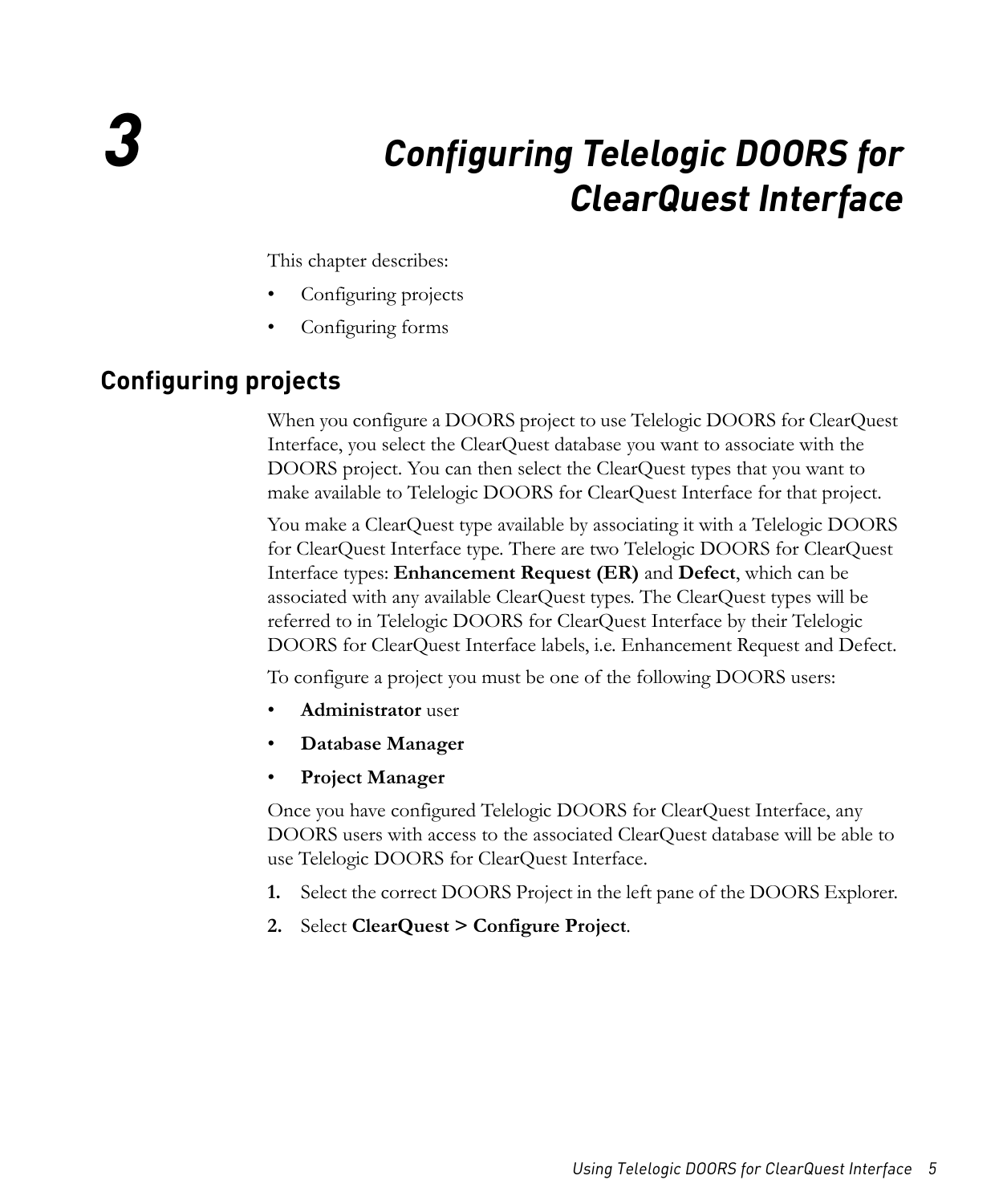# 3 Configuring Telelogic DOORS for ClearQuest Interface

This chapter describes:

- Configuring projects
- Configuring forms

## Configuring projects

When you configure a DOORS project to use Telelogic DOORS for ClearQuest Interface, you select the ClearQuest database you want to associate with the DOORS project. You can then select the ClearQuest types that you want to make available to Telelogic DOORS for ClearQuest Interface for that project.

You make a ClearQuest type available by associating it with a Telelogic DOORS for ClearQuest Interface type. There are two Telelogic DOORS for ClearQuest Interface types: **Enhancement Request (ER)** and **Defect**, which can be associated with any available ClearQuest types. The ClearQuest types will be referred to in Telelogic DOORS for ClearQuest Interface by their Telelogic DOORS for ClearQuest Interface labels, i.e. Enhancement Request and Defect.

To configure a project you must be one of the following DOORS users:

- **Administrator** user
- **Database Manager**
- **Project Manager**

Once you have configured Telelogic DOORS for ClearQuest Interface, any DOORS users with access to the associated ClearQuest database will be able to use Telelogic DOORS for ClearQuest Interface.

1. Select the correct DOORS Project in the left pane of the DOORS Explorer.
2. Select **ClearQuest > Configure Project**.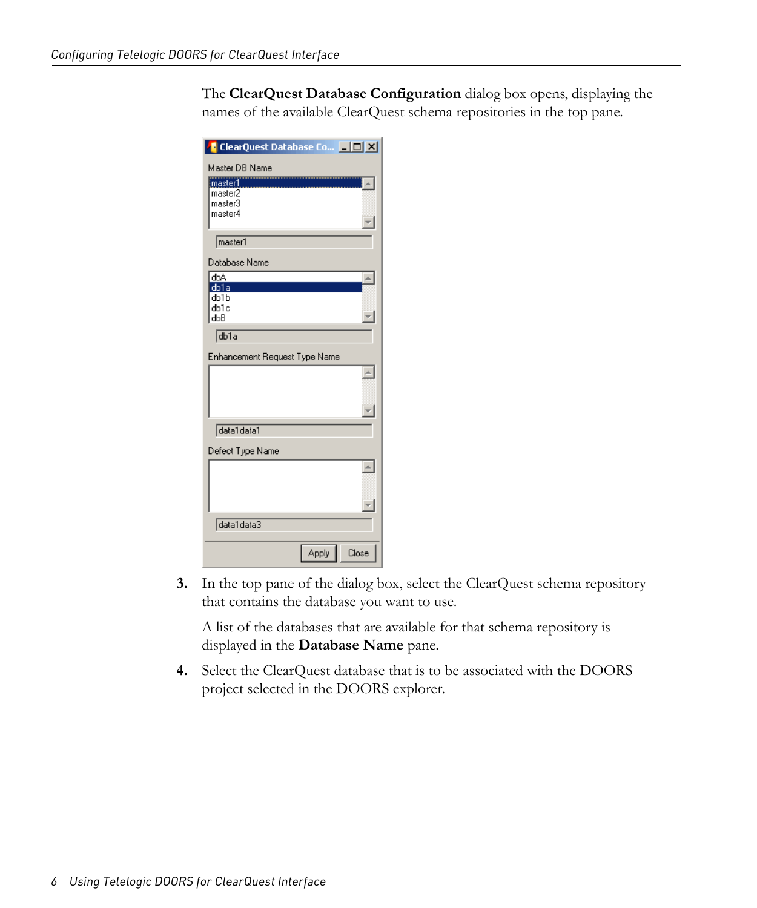The **ClearQuest Database Configuration** dialog box opens, displaying the names of the available ClearQuest schema repositories in the top pane.

3. In the top pane of the dialog box, select the ClearQuest schema repository that contains the database you want to use.

   A list of the databases that are available for that schema repository is displayed in the **Database Name** pane.

4. Select the ClearQuest database that is to be associated with the DOORS project selected in the DOORS explorer.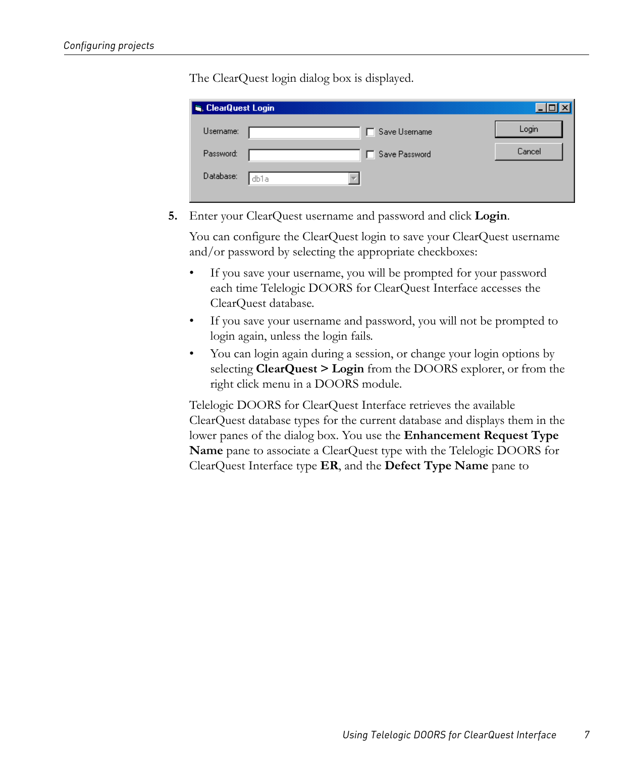The ClearQuest login dialog box is displayed.

5. Enter your ClearQuest username and password and click **Login**.

   You can configure the ClearQuest login to save your ClearQuest username and/or password by selecting the appropriate checkboxes:

   - If you save your username, you will be prompted for your password each time Telelogic DOORS for ClearQuest Interface accesses the ClearQuest database.
   - If you save your username and password, you will not be prompted to login again, unless the login fails.
   - You can login again during a session, or change your login options by selecting **ClearQuest > Login** from the DOORS explorer, or from the right click menu in a DOORS module.

   Telelogic DOORS for ClearQuest Interface retrieves the available ClearQuest database types for the current database and displays them in the lower panes of the dialog box. You use the **Enhancement Request Type Name** pane to associate a ClearQuest type with the Telelogic DOORS for ClearQuest Interface type **ER**, and the **Defect Type Name** pane to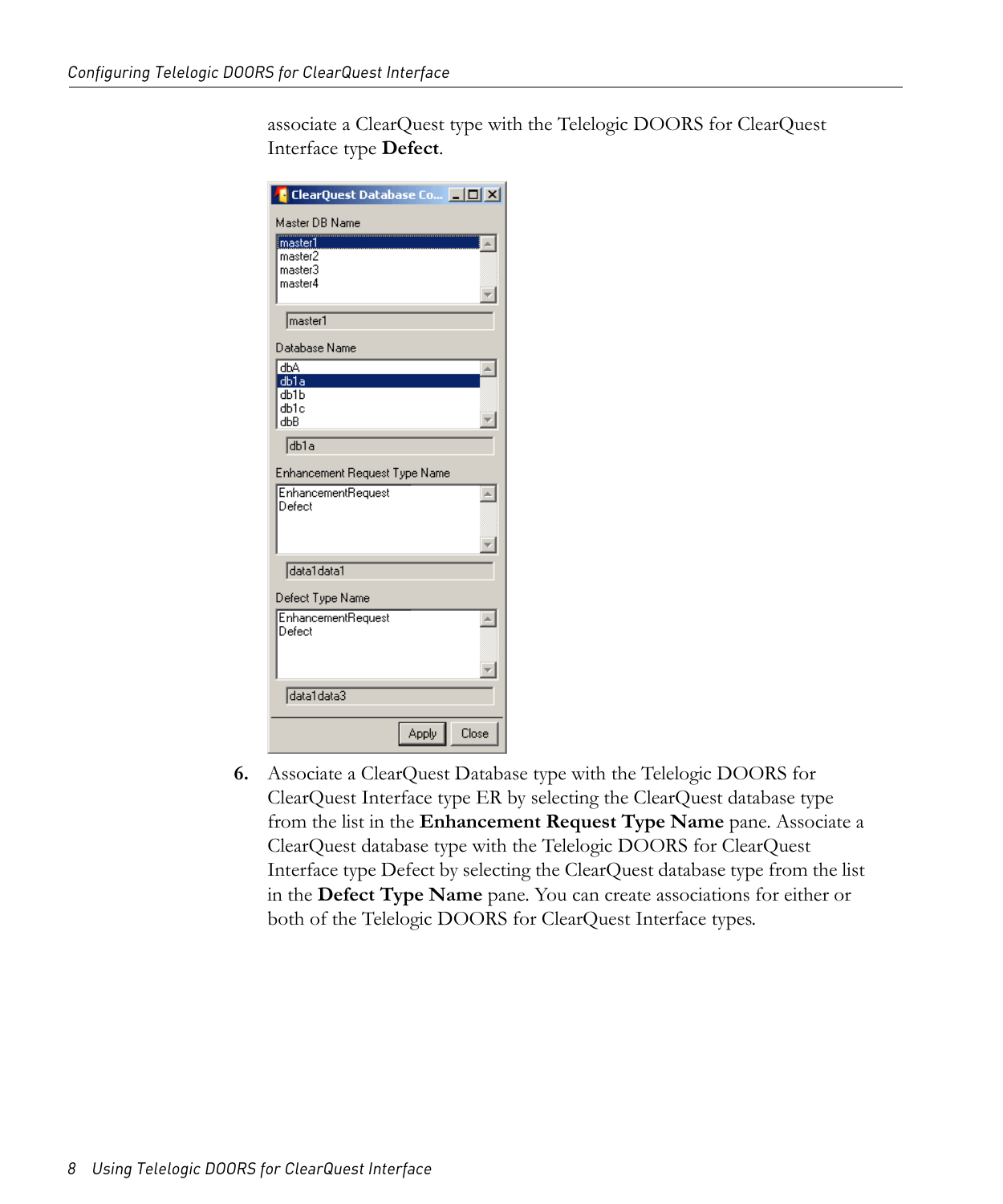associate a ClearQuest type with the Telelogic DOORS for ClearQuest Interface type **Defect**.

6. Associate a ClearQuest Database type with the Telelogic DOORS for ClearQuest Interface type ER by selecting the ClearQuest database type from the list in the **Enhancement Request Type Name** pane. Associate a ClearQuest database type with the Telelogic DOORS for ClearQuest Interface type Defect by selecting the ClearQuest database type from the list in the **Defect Type Name** pane. You can create associations for either or both of the Telelogic DOORS for ClearQuest Interface types.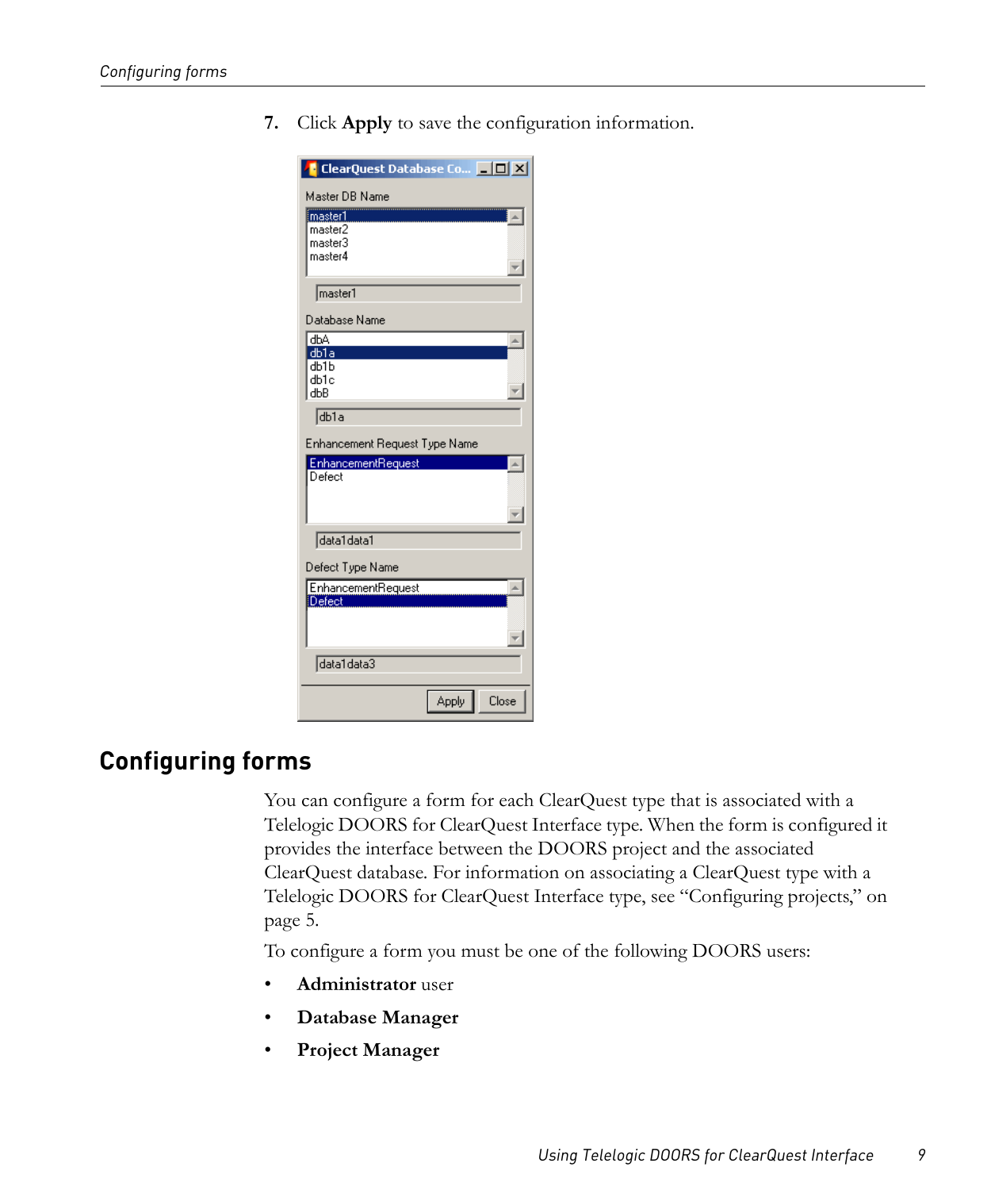7. Click **Apply** to save the configuration information.

## Configuring forms

You can configure a form for each ClearQuest type that is associated with a Telelogic DOORS for ClearQuest Interface type. When the form is configured it provides the interface between the DOORS project and the associated ClearQuest database. For information on associating a ClearQuest type with a Telelogic DOORS for ClearQuest Interface type, see "Configuring projects," on page 5.

To configure a form you must be one of the following DOORS users:

- **Administrator** user
- **Database Manager**
- **Project Manager**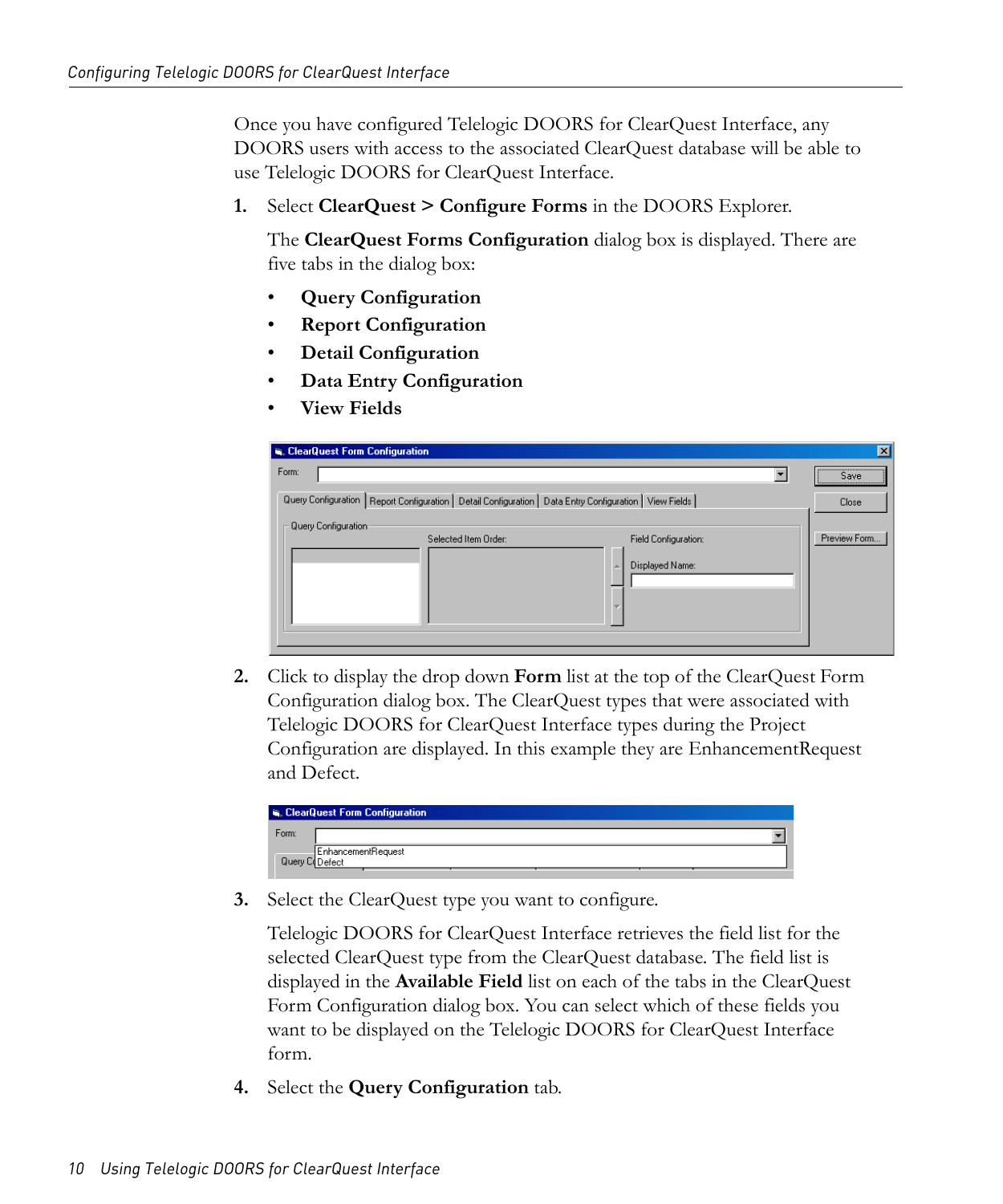Once you have configured Telelogic DOORS for ClearQuest Interface, any DOORS users with access to the associated ClearQuest database will be able to use Telelogic DOORS for ClearQuest Interface.

1. Select **ClearQuest > Configure Forms** in the DOORS Explorer.

   The **ClearQuest Forms Configuration** dialog box is displayed. There are five tabs in the dialog box:

   - **Query Configuration**
   - **Report Configuration**
   - **Detail Configuration**
   - **Data Entry Configuration**
   - **View Fields**

2. Click to display the drop down **Form** list at the top of the ClearQuest Form Configuration dialog box. The ClearQuest types that were associated with Telelogic DOORS for ClearQuest Interface types during the Project Configuration are displayed. In this example they are EnhancementRequest and Defect.

3. Select the ClearQuest type you want to configure.

   Telelogic DOORS for ClearQuest Interface retrieves the field list for the selected ClearQuest type from the ClearQuest database. The field list is displayed in the **Available Field** list on each of the tabs in the ClearQuest Form Configuration dialog box. You can select which of these fields you want to be displayed on the Telelogic DOORS for ClearQuest Interface form.

4. Select the **Query Configuration** tab.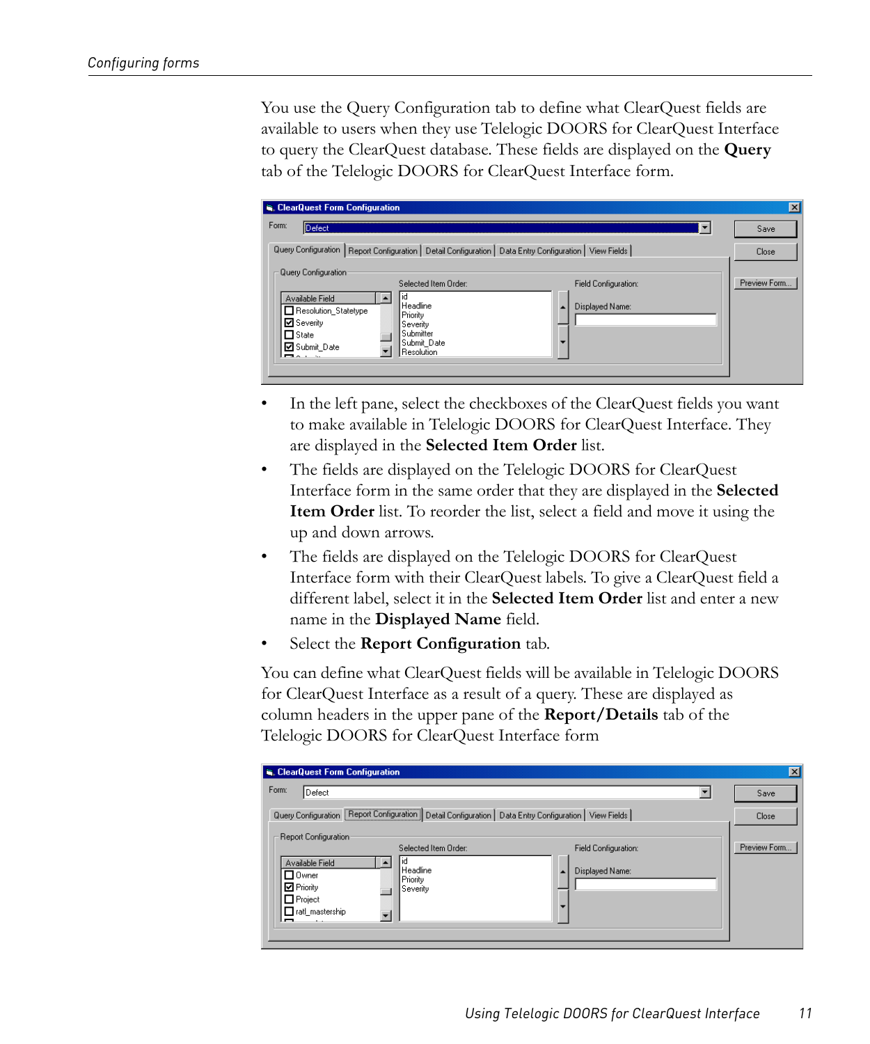You use the Query Configuration tab to define what ClearQuest fields are available to users when they use Telelogic DOORS for ClearQuest Interface to query the ClearQuest database. These fields are displayed on the **Query** tab of the Telelogic DOORS for ClearQuest Interface form.

- In the left pane, select the checkboxes of the ClearQuest fields you want to make available in Telelogic DOORS for ClearQuest Interface. They are displayed in the **Selected Item Order** list.
- The fields are displayed on the Telelogic DOORS for ClearQuest Interface form in the same order that they are displayed in the **Selected Item Order** list. To reorder the list, select a field and move it using the up and down arrows.
- The fields are displayed on the Telelogic DOORS for ClearQuest Interface form with their ClearQuest labels. To give a ClearQuest field a different label, select it in the **Selected Item Order** list and enter a new name in the **Displayed Name** field.
- Select the **Report Configuration** tab.

You can define what ClearQuest fields will be available in Telelogic DOORS for ClearQuest Interface as a result of a query. These are displayed as column headers in the upper pane of the **Report/Details** tab of the Telelogic DOORS for ClearQuest Interface form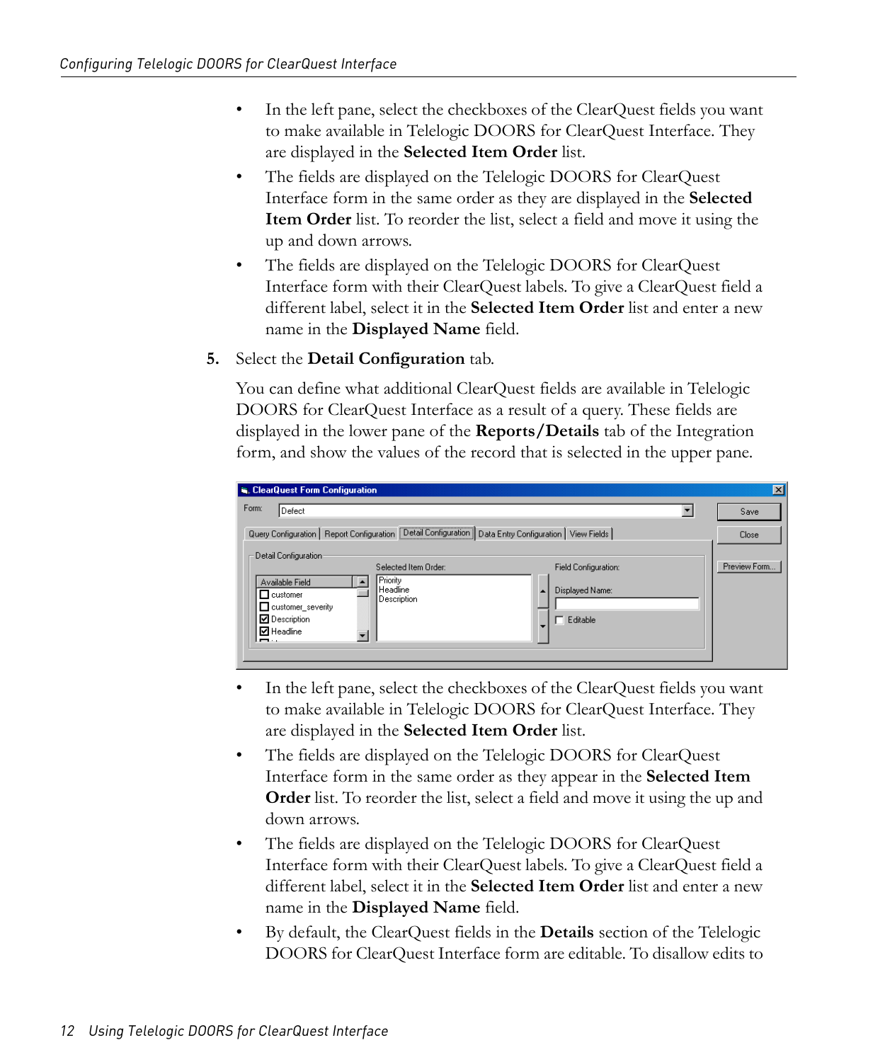- In the left pane, select the checkboxes of the ClearQuest fields you want to make available in Telelogic DOORS for ClearQuest Interface. They are displayed in the **Selected Item Order** list.
- The fields are displayed on the Telelogic DOORS for ClearQuest Interface form in the same order as they are displayed in the **Selected Item Order** list. To reorder the list, select a field and move it using the up and down arrows.
- The fields are displayed on the Telelogic DOORS for ClearQuest Interface form with their ClearQuest labels. To give a ClearQuest field a different label, select it in the **Selected Item Order** list and enter a new name in the **Displayed Name** field.

5. Select the **Detail Configuration** tab.

   You can define what additional ClearQuest fields are available in Telelogic DOORS for ClearQuest Interface as a result of a query. These fields are displayed in the lower pane of the **Reports/Details** tab of the Integration form, and show the values of the record that is selected in the upper pane.

- In the left pane, select the checkboxes of the ClearQuest fields you want to make available in Telelogic DOORS for ClearQuest Interface. They are displayed in the **Selected Item Order** list.
- The fields are displayed on the Telelogic DOORS for ClearQuest Interface form in the same order as they appear in the **Selected Item Order** list. To reorder the list, select a field and move it using the up and down arrows.
- The fields are displayed on the Telelogic DOORS for ClearQuest Interface form with their ClearQuest labels. To give a ClearQuest field a different label, select it in the **Selected Item Order** list and enter a new name in the **Displayed Name** field.
- By default, the ClearQuest fields in the **Details** section of the Telelogic DOORS for ClearQuest Interface form are editable. To disallow edits to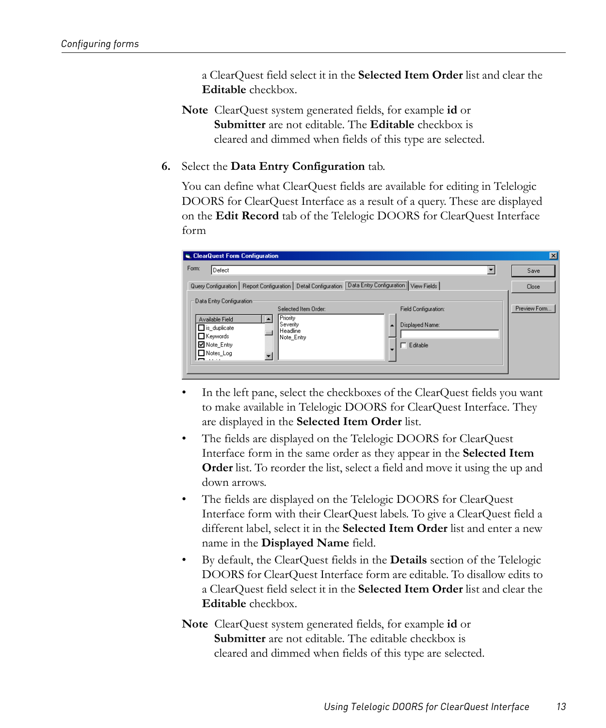a ClearQuest field select it in the **Selected Item Order** list and clear the **Editable** checkbox.

**Note** ClearQuest system generated fields, for example **id** or **Submitter** are not editable. The **Editable** checkbox is cleared and dimmed when fields of this type are selected.

6. Select the **Data Entry Configuration** tab.

   You can define what ClearQuest fields are available for editing in Telelogic DOORS for ClearQuest Interface as a result of a query. These are displayed on the **Edit Record** tab of the Telelogic DOORS for ClearQuest Interface form

   - In the left pane, select the checkboxes of the ClearQuest fields you want to make available in Telelogic DOORS for ClearQuest Interface. They are displayed in the **Selected Item Order** list.
   - The fields are displayed on the Telelogic DOORS for ClearQuest Interface form in the same order as they appear in the **Selected Item Order** list. To reorder the list, select a field and move it using the up and down arrows.
   - The fields are displayed on the Telelogic DOORS for ClearQuest Interface form with their ClearQuest labels. To give a ClearQuest field a different label, select it in the **Selected Item Order** list and enter a new name in the **Displayed Name** field.
   - By default, the ClearQuest fields in the **Details** section of the Telelogic DOORS for ClearQuest Interface form are editable. To disallow edits to a ClearQuest field select it in the **Selected Item Order** list and clear the **Editable** checkbox.

**Note** ClearQuest system generated fields, for example **id** or **Submitter** are not editable. The editable checkbox is cleared and dimmed when fields of this type are selected.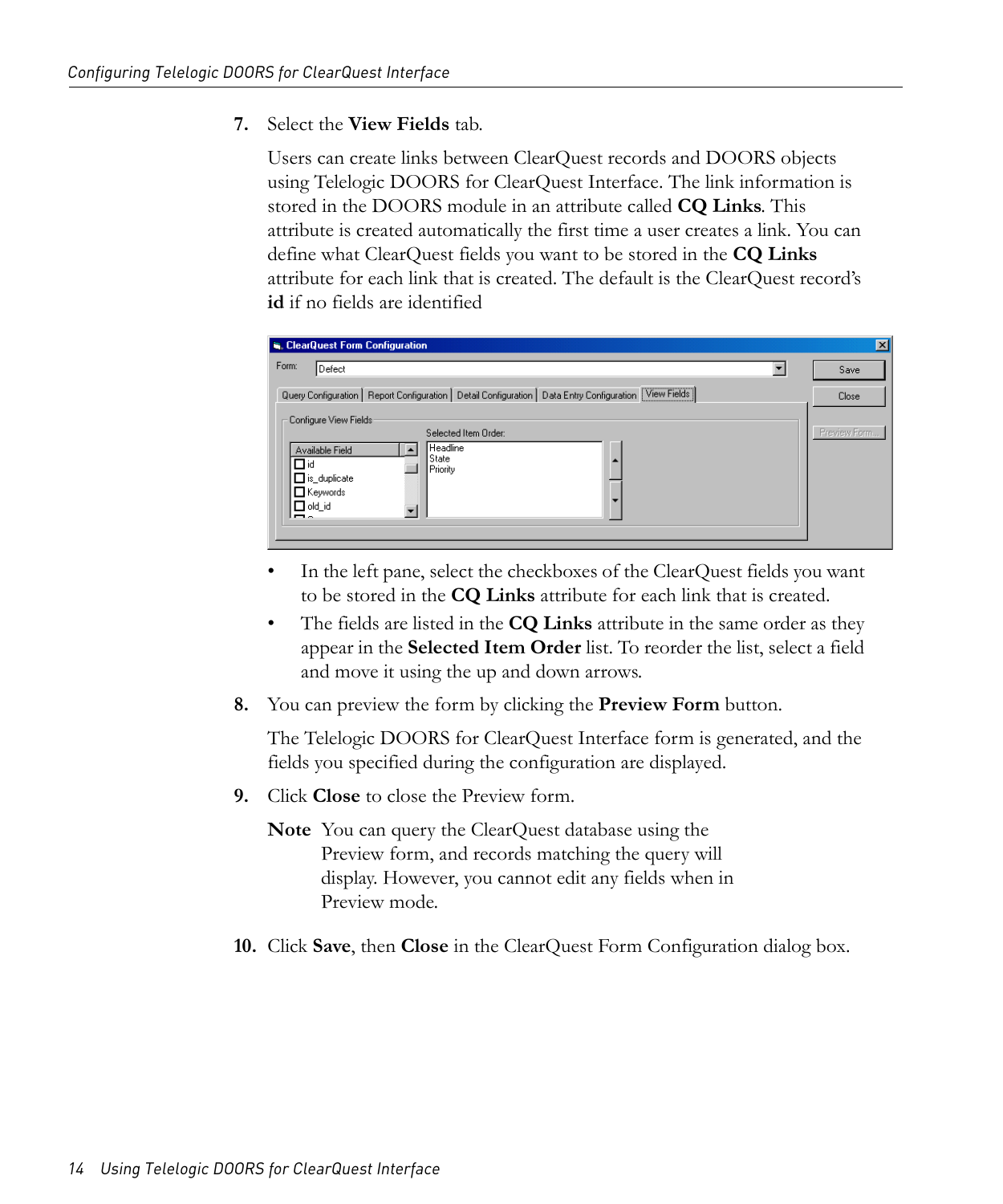7. Select the **View Fields** tab.

   Users can create links between ClearQuest records and DOORS objects using Telelogic DOORS for ClearQuest Interface. The link information is stored in the DOORS module in an attribute called **CQ Links**. This attribute is created automatically the first time a user creates a link. You can define what ClearQuest fields you want to be stored in the **CQ Links** attribute for each link that is created. The default is the ClearQuest record's **id** if no fields are identified

   - In the left pane, select the checkboxes of the ClearQuest fields you want to be stored in the **CQ Links** attribute for each link that is created.
   - The fields are listed in the **CQ Links** attribute in the same order as they appear in the **Selected Item Order** list. To reorder the list, select a field and move it using the up and down arrows.

8. You can preview the form by clicking the **Preview Form** button.

   The Telelogic DOORS for ClearQuest Interface form is generated, and the fields you specified during the configuration are displayed.

9. Click **Close** to close the Preview form.

   **Note** You can query the ClearQuest database using the Preview form, and records matching the query will display. However, you cannot edit any fields when in Preview mode.

10. Click **Save**, then **Close** in the ClearQuest Form Configuration dialog box.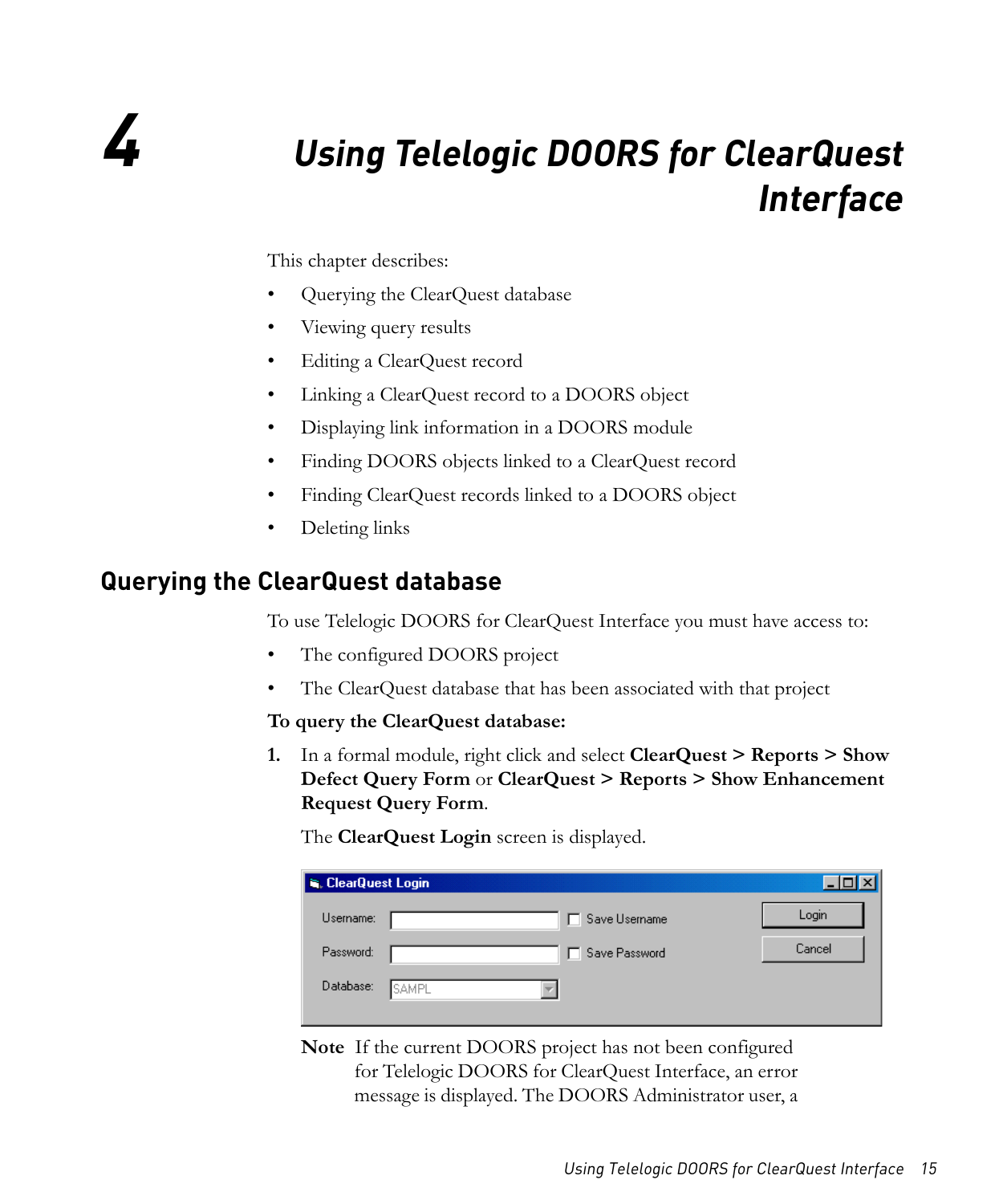# 4 Using Telelogic DOORS for ClearQuest Interface

This chapter describes:

- Querying the ClearQuest database
- Viewing query results
- Editing a ClearQuest record
- Linking a ClearQuest record to a DOORS object
- Displaying link information in a DOORS module
- Finding DOORS objects linked to a ClearQuest record
- Finding ClearQuest records linked to a DOORS object
- Deleting links

## Querying the ClearQuest database

To use Telelogic DOORS for ClearQuest Interface you must have access to:

- The configured DOORS project
- The ClearQuest database that has been associated with that project

**To query the ClearQuest database:**

1. In a formal module, right click and select **ClearQuest > Reports > Show Defect Query Form** or **ClearQuest > Reports > Show Enhancement Request Query Form**.

   The **ClearQuest Login** screen is displayed.

   **Note** If the current DOORS project has not been configured for Telelogic DOORS for ClearQuest Interface, an error message is displayed. The DOORS Administrator user, a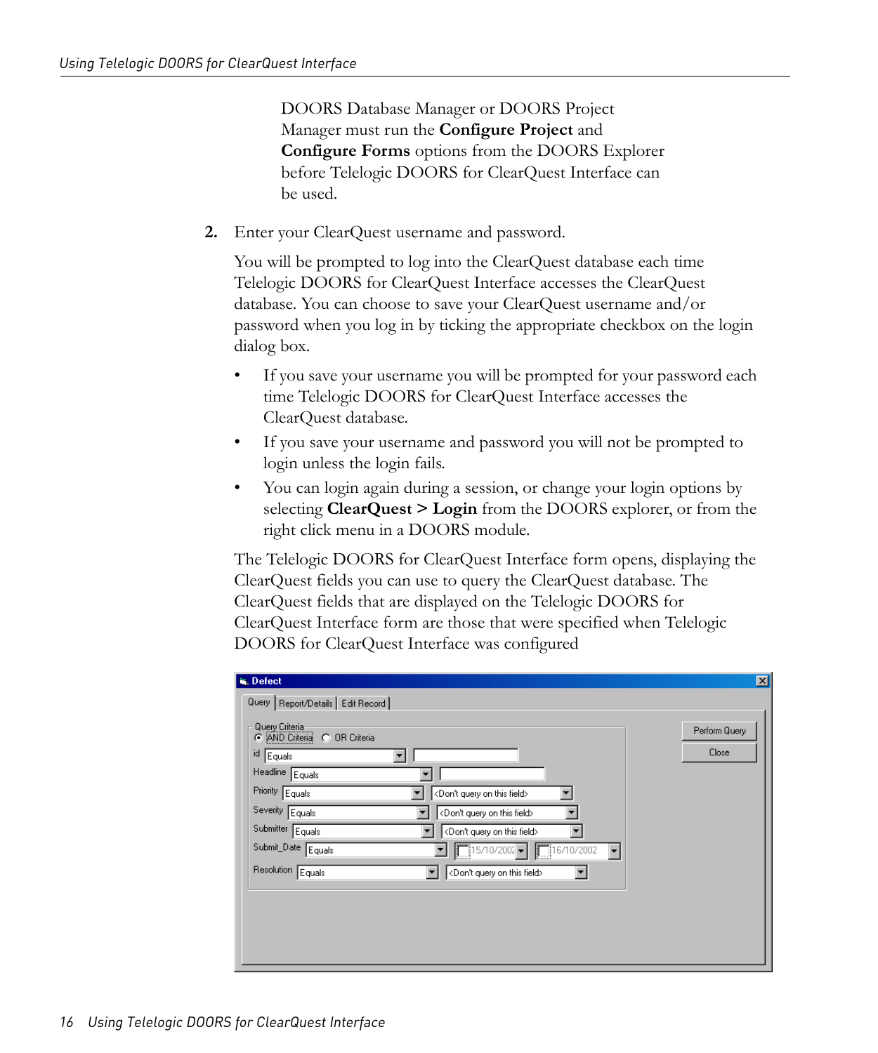DOORS Database Manager or DOORS Project Manager must run the **Configure Project** and **Configure Forms** options from the DOORS Explorer before Telelogic DOORS for ClearQuest Interface can be used.

2. Enter your ClearQuest username and password.

   You will be prompted to log into the ClearQuest database each time Telelogic DOORS for ClearQuest Interface accesses the ClearQuest database. You can choose to save your ClearQuest username and/or password when you log in by ticking the appropriate checkbox on the login dialog box.

   - If you save your username you will be prompted for your password each time Telelogic DOORS for ClearQuest Interface accesses the ClearQuest database.
   - If you save your username and password you will not be prompted to login unless the login fails.
   - You can login again during a session, or change your login options by selecting **ClearQuest > Login** from the DOORS explorer, or from the right click menu in a DOORS module.

   The Telelogic DOORS for ClearQuest Interface form opens, displaying the ClearQuest fields you can use to query the ClearQuest database. The ClearQuest fields that are displayed on the Telelogic DOORS for ClearQuest Interface form are those that were specified when Telelogic DOORS for ClearQuest Interface was configured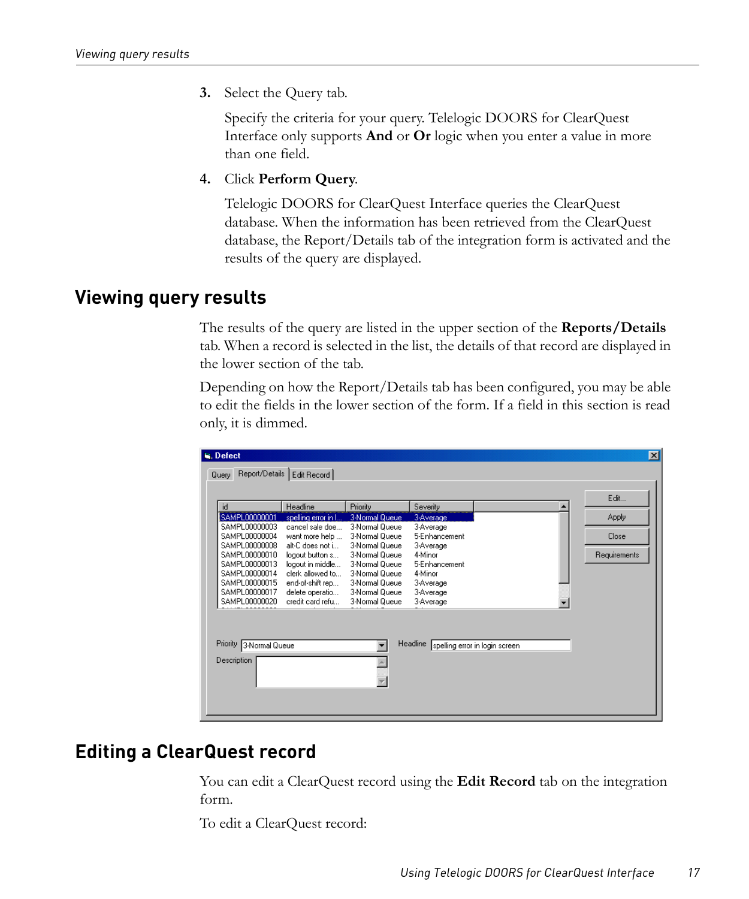3. Select the Query tab.

   Specify the criteria for your query. Telelogic DOORS for ClearQuest Interface only supports **And** or **Or** logic when you enter a value in more than one field.

4. Click **Perform Query**.

   Telelogic DOORS for ClearQuest Interface queries the ClearQuest database. When the information has been retrieved from the ClearQuest database, the Report/Details tab of the integration form is activated and the results of the query are displayed.

## Viewing query results

The results of the query are listed in the upper section of the **Reports/Details** tab. When a record is selected in the list, the details of that record are displayed in the lower section of the tab.

Depending on how the Report/Details tab has been configured, you may be able to edit the fields in the lower section of the form. If a field in this section is read only, it is dimmed.

## Editing a ClearQuest record

You can edit a ClearQuest record using the **Edit Record** tab on the integration form.

To edit a ClearQuest record: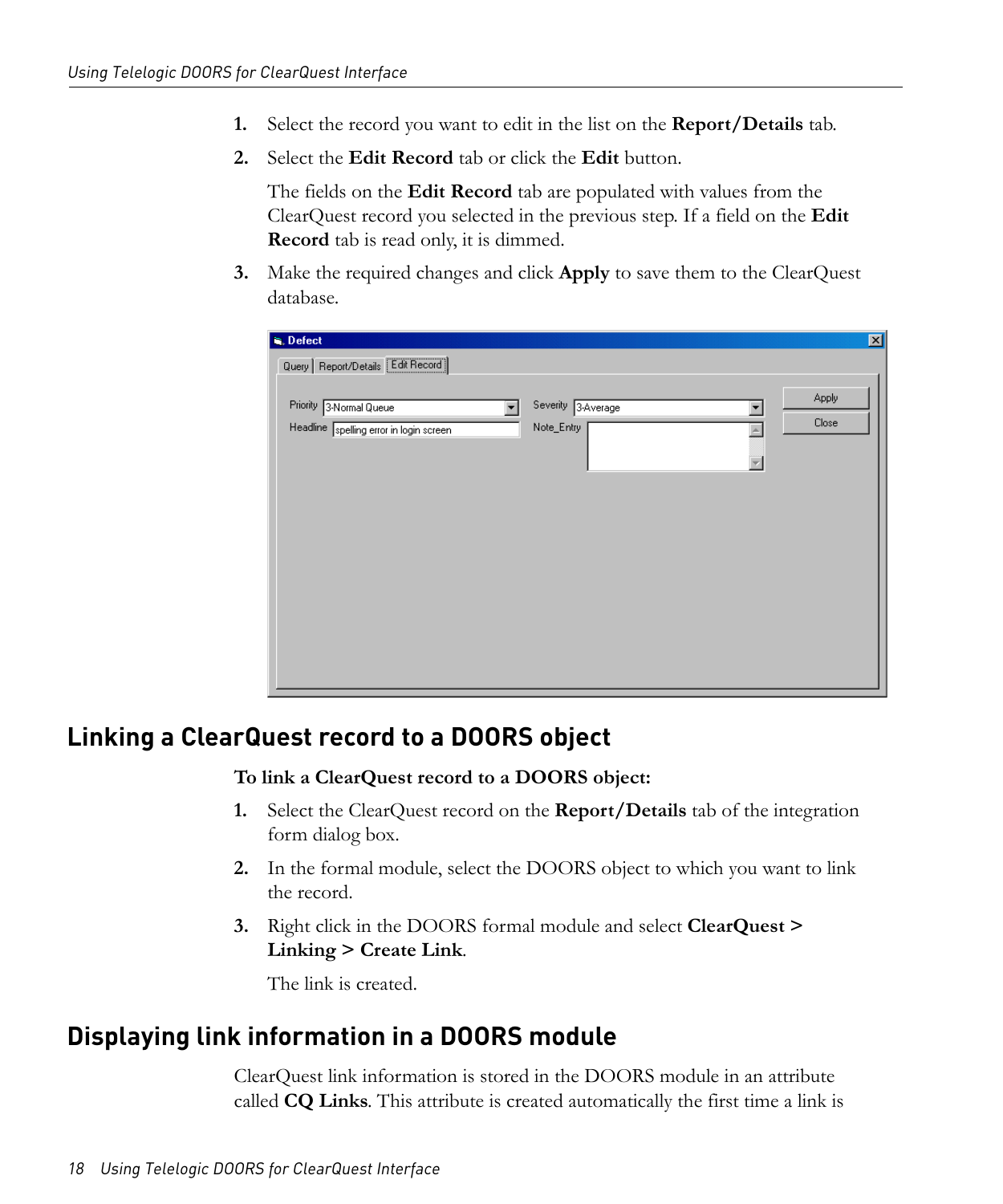1. Select the record you want to edit in the list on the **Report/Details** tab.
2. Select the **Edit Record** tab or click the **Edit** button.

   The fields on the **Edit Record** tab are populated with values from the ClearQuest record you selected in the previous step. If a field on the **Edit Record** tab is read only, it is dimmed.
3. Make the required changes and click **Apply** to save them to the ClearQuest database.

## Linking a ClearQuest record to a DOORS object

**To link a ClearQuest record to a DOORS object:**

1. Select the ClearQuest record on the **Report/Details** tab of the integration form dialog box.
2. In the formal module, select the DOORS object to which you want to link the record.
3. Right click in the DOORS formal module and select **ClearQuest > Linking > Create Link**.

   The link is created.

## Displaying link information in a DOORS module

ClearQuest link information is stored in the DOORS module in an attribute called **CQ Links**. This attribute is created automatically the first time a link is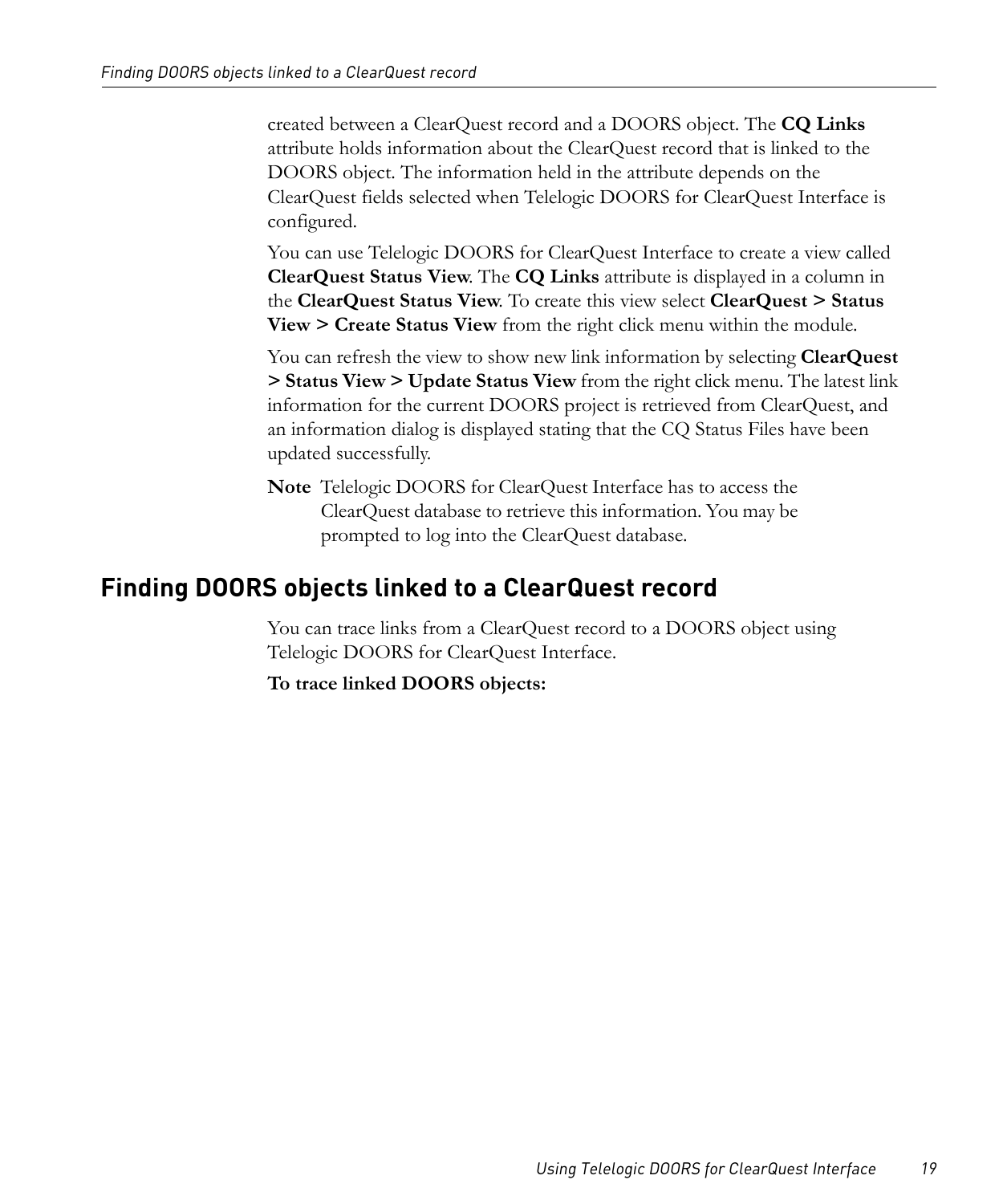created between a ClearQuest record and a DOORS object. The **CQ Links** attribute holds information about the ClearQuest record that is linked to the DOORS object. The information held in the attribute depends on the ClearQuest fields selected when Telelogic DOORS for ClearQuest Interface is configured.

You can use Telelogic DOORS for ClearQuest Interface to create a view called **ClearQuest Status View**. The **CQ Links** attribute is displayed in a column in the **ClearQuest Status View**. To create this view select **ClearQuest > Status View > Create Status View** from the right click menu within the module.

You can refresh the view to show new link information by selecting **ClearQuest > Status View > Update Status View** from the right click menu. The latest link information for the current DOORS project is retrieved from ClearQuest, and an information dialog is displayed stating that the CQ Status Files have been updated successfully.

**Note** Telelogic DOORS for ClearQuest Interface has to access the ClearQuest database to retrieve this information. You may be prompted to log into the ClearQuest database.

## Finding DOORS objects linked to a ClearQuest record

You can trace links from a ClearQuest record to a DOORS object using Telelogic DOORS for ClearQuest Interface.

**To trace linked DOORS objects:**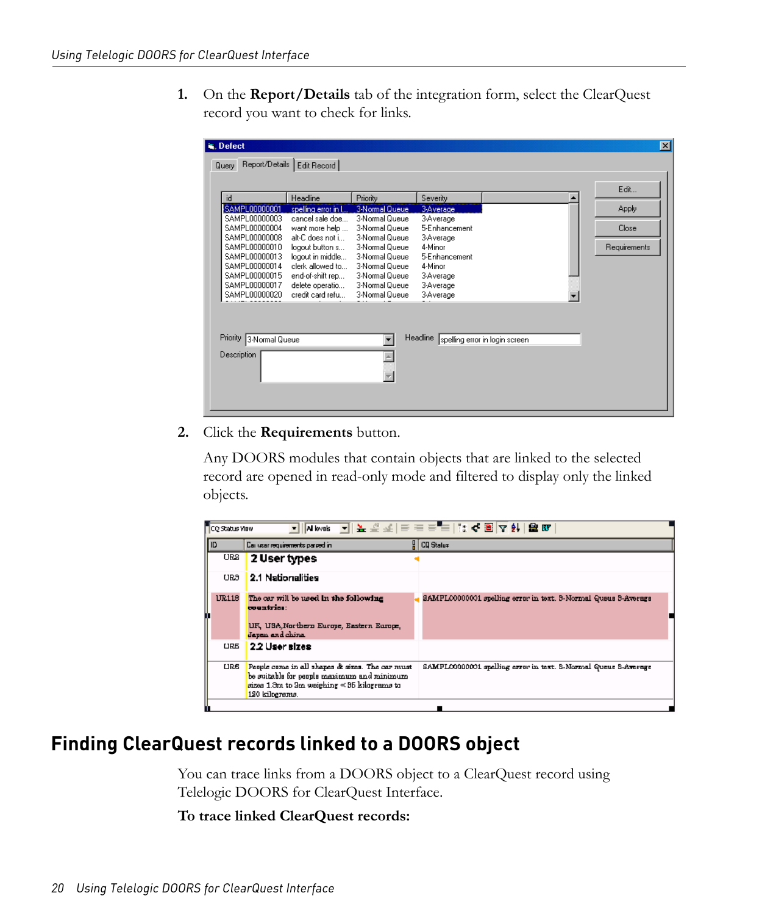1. On the **Report/Details** tab of the integration form, select the ClearQuest record you want to check for links.

2. Click the **Requirements** button.

   Any DOORS modules that contain objects that are linked to the selected record are opened in read-only mode and filtered to display only the linked objects.

## Finding ClearQuest records linked to a DOORS object

You can trace links from a DOORS object to a ClearQuest record using Telelogic DOORS for ClearQuest Interface.

**To trace linked ClearQuest records:**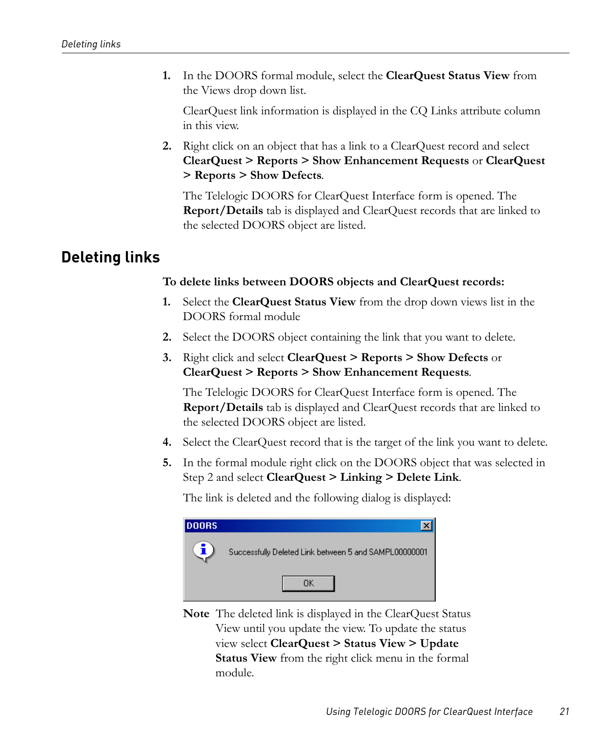1. In the DOORS formal module, select the **ClearQuest Status View** from the Views drop down list.

   ClearQuest link information is displayed in the CQ Links attribute column in this view.

2. Right click on an object that has a link to a ClearQuest record and select **ClearQuest > Reports > Show Enhancement Requests** or **ClearQuest > Reports > Show Defects**.

   The Telelogic DOORS for ClearQuest Interface form is opened. The **Report/Details** tab is displayed and ClearQuest records that are linked to the selected DOORS object are listed.

## Deleting links

**To delete links between DOORS objects and ClearQuest records:**

1. Select the **ClearQuest Status View** from the drop down views list in the DOORS formal module

2. Select the DOORS object containing the link that you want to delete.

3. Right click and select **ClearQuest > Reports > Show Defects** or **ClearQuest > Reports > Show Enhancement Requests**.

   The Telelogic DOORS for ClearQuest Interface form is opened. The **Report/Details** tab is displayed and ClearQuest records that are linked to the selected DOORS object are listed.

4. Select the ClearQuest record that is the target of the link you want to delete.

5. In the formal module right click on the DOORS object that was selected in Step 2 and select **ClearQuest > Linking > Delete Link**.

   The link is deleted and the following dialog is displayed:

   DOORS

   Successfully Deleted Link between 5 and SAMPL00000001

   OK

   **Note** The deleted link is displayed in the ClearQuest Status View until you update the view. To update the status view select **ClearQuest > Status View > Update Status View** from the right click menu in the formal module.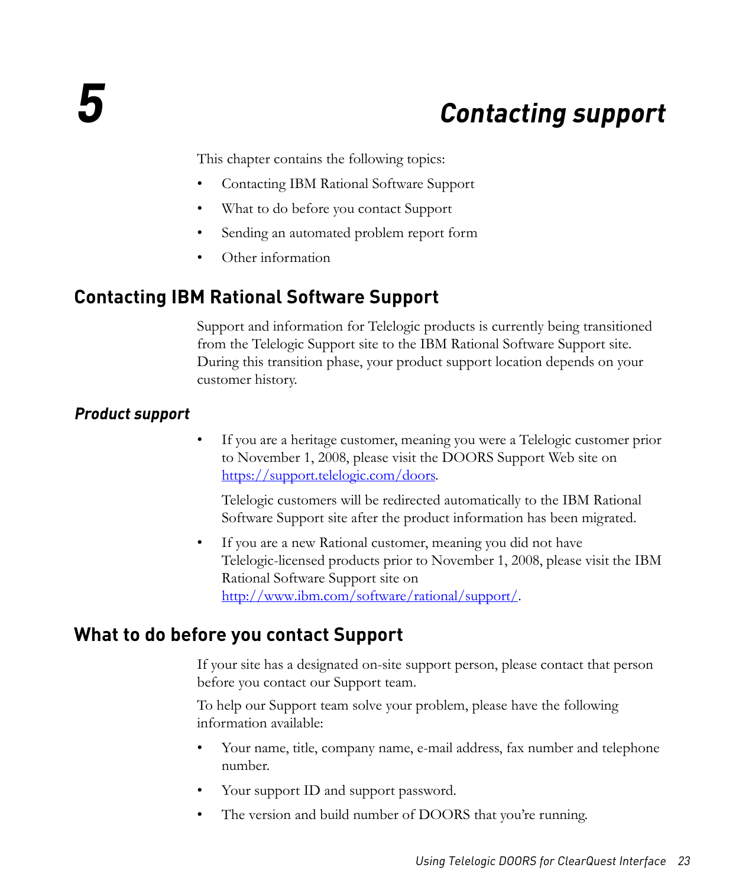# 5 Contacting support

This chapter contains the following topics:

- Contacting IBM Rational Software Support
- What to do before you contact Support
- Sending an automated problem report form
- Other information

## Contacting IBM Rational Software Support

Support and information for Telelogic products is currently being transitioned from the Telelogic Support site to the IBM Rational Software Support site. During this transition phase, your product support location depends on your customer history.

### *Product support*

- If you are a heritage customer, meaning you were a Telelogic customer prior to November 1, 2008, please visit the DOORS Support Web site on https://support.telelogic.com/doors.

  Telelogic customers will be redirected automatically to the IBM Rational Software Support site after the product information has been migrated.

- If you are a new Rational customer, meaning you did not have Telelogic-licensed products prior to November 1, 2008, please visit the IBM Rational Software Support site on http://www.ibm.com/software/rational/support/.

## What to do before you contact Support

If your site has a designated on-site support person, please contact that person before you contact our Support team.

To help our Support team solve your problem, please have the following information available:

- Your name, title, company name, e-mail address, fax number and telephone number.
- Your support ID and support password.
- The version and build number of DOORS that you're running.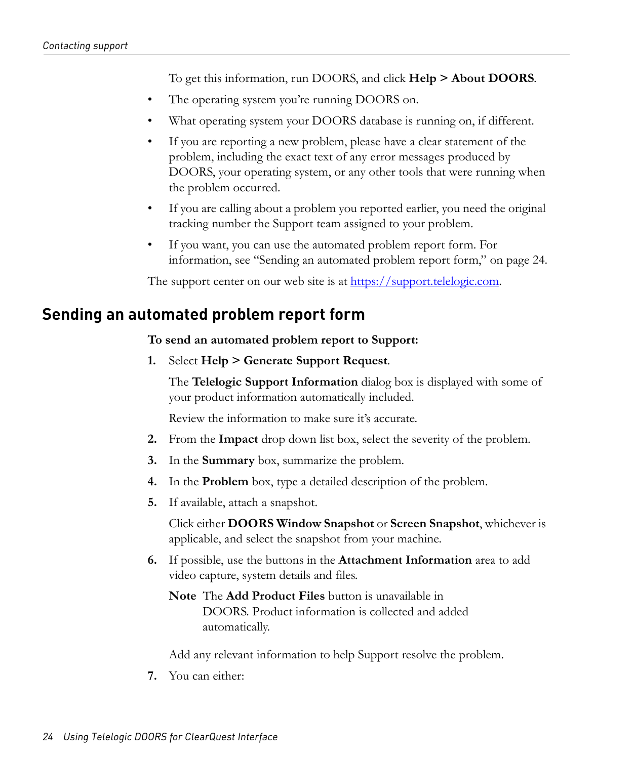To get this information, run DOORS, and click **Help > About DOORS**.

- The operating system you're running DOORS on.
- What operating system your DOORS database is running on, if different.
- If you are reporting a new problem, please have a clear statement of the problem, including the exact text of any error messages produced by DOORS, your operating system, or any other tools that were running when the problem occurred.
- If you are calling about a problem you reported earlier, you need the original tracking number the Support team assigned to your problem.
- If you want, you can use the automated problem report form. For information, see "Sending an automated problem report form," on page 24.

The support center on our web site is at https://support.telelogic.com.

## Sending an automated problem report form

**To send an automated problem report to Support:**

1. Select **Help > Generate Support Request**.

   The **Telelogic Support Information** dialog box is displayed with some of your product information automatically included.

   Review the information to make sure it's accurate.

2. From the **Impact** drop down list box, select the severity of the problem.
3. In the **Summary** box, summarize the problem.
4. In the **Problem** box, type a detailed description of the problem.
5. If available, attach a snapshot.

   Click either **DOORS Window Snapshot** or **Screen Snapshot**, whichever is applicable, and select the snapshot from your machine.

6. If possible, use the buttons in the **Attachment Information** area to add video capture, system details and files.

   **Note** The **Add Product Files** button is unavailable in DOORS. Product information is collected and added automatically.

   Add any relevant information to help Support resolve the problem.

7. You can either: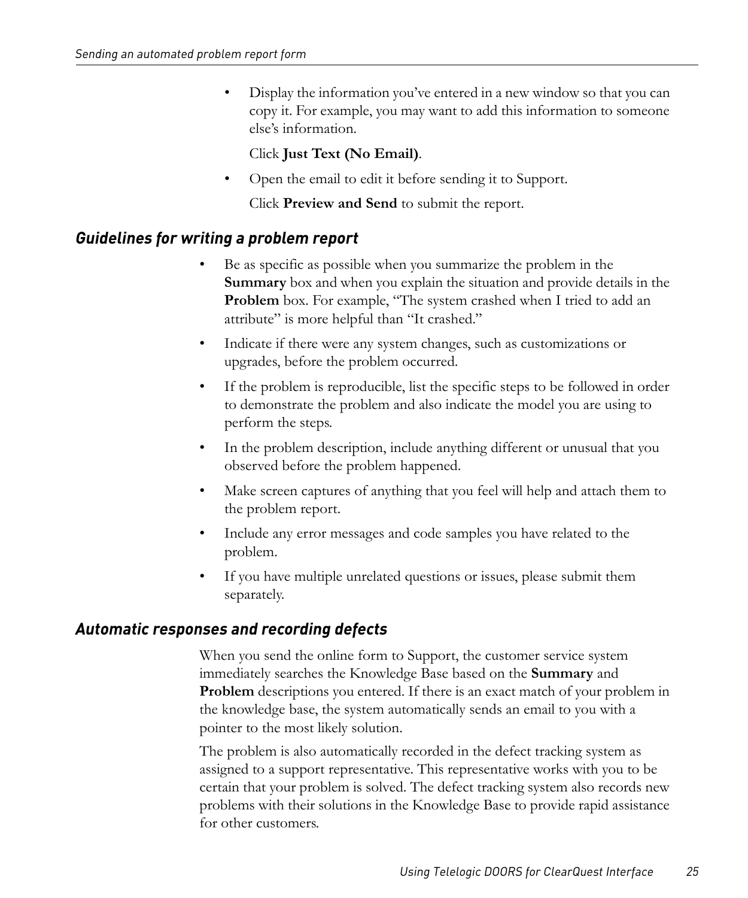- Display the information you've entered in a new window so that you can copy it. For example, you may want to add this information to someone else's information.

  Click **Just Text (No Email)**.

- Open the email to edit it before sending it to Support.

  Click **Preview and Send** to submit the report.

### *Guidelines for writing a problem report*

- Be as specific as possible when you summarize the problem in the **Summary** box and when you explain the situation and provide details in the **Problem** box. For example, "The system crashed when I tried to add an attribute" is more helpful than "It crashed."
- Indicate if there were any system changes, such as customizations or upgrades, before the problem occurred.
- If the problem is reproducible, list the specific steps to be followed in order to demonstrate the problem and also indicate the model you are using to perform the steps.
- In the problem description, include anything different or unusual that you observed before the problem happened.
- Make screen captures of anything that you feel will help and attach them to the problem report.
- Include any error messages and code samples you have related to the problem.
- If you have multiple unrelated questions or issues, please submit them separately.

### *Automatic responses and recording defects*

When you send the online form to Support, the customer service system immediately searches the Knowledge Base based on the **Summary** and **Problem** descriptions you entered. If there is an exact match of your problem in the knowledge base, the system automatically sends an email to you with a pointer to the most likely solution.

The problem is also automatically recorded in the defect tracking system as assigned to a support representative. This representative works with you to be certain that your problem is solved. The defect tracking system also records new problems with their solutions in the Knowledge Base to provide rapid assistance for other customers.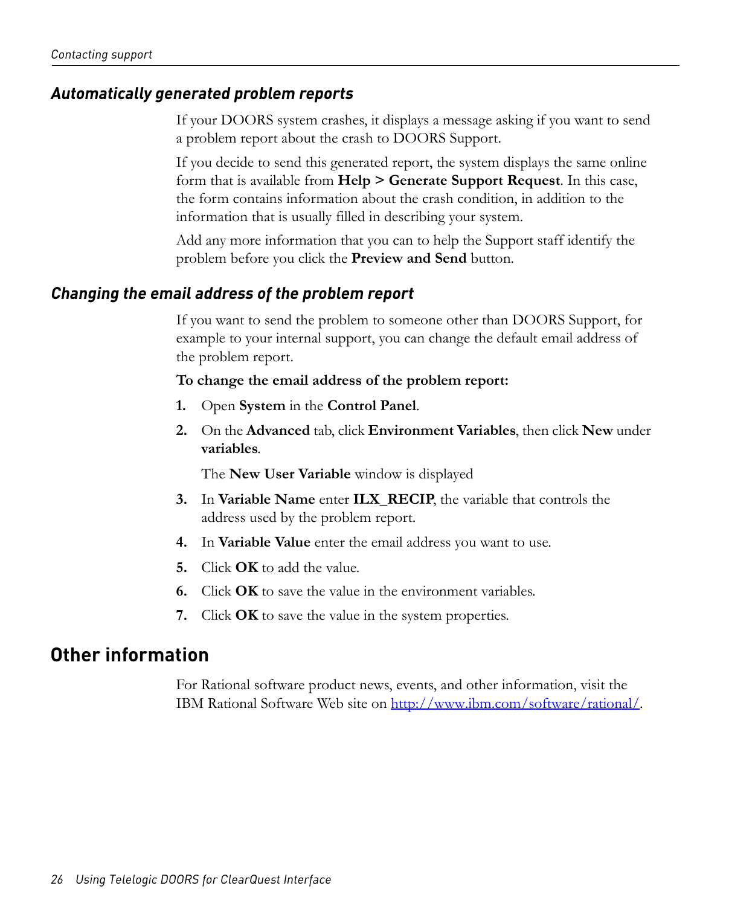### *Automatically generated problem reports*

If your DOORS system crashes, it displays a message asking if you want to send a problem report about the crash to DOORS Support.

If you decide to send this generated report, the system displays the same online form that is available from **Help > Generate Support Request**. In this case, the form contains information about the crash condition, in addition to the information that is usually filled in describing your system.

Add any more information that you can to help the Support staff identify the problem before you click the **Preview and Send** button.

### *Changing the email address of the problem report*

If you want to send the problem to someone other than DOORS Support, for example to your internal support, you can change the default email address of the problem report.

**To change the email address of the problem report:**

1. Open **System** in the **Control Panel**.
2. On the **Advanced** tab, click **Environment Variables**, then click **New** under **variables**.

   The **New User Variable** window is displayed
3. In **Variable Name** enter **ILX_RECIP**, the variable that controls the address used by the problem report.
4. In **Variable Value** enter the email address you want to use.
5. Click **OK** to add the value.
6. Click **OK** to save the value in the environment variables.
7. Click **OK** to save the value in the system properties.

## Other information

For Rational software product news, events, and other information, visit the IBM Rational Software Web site on http://www.ibm.com/software/rational/.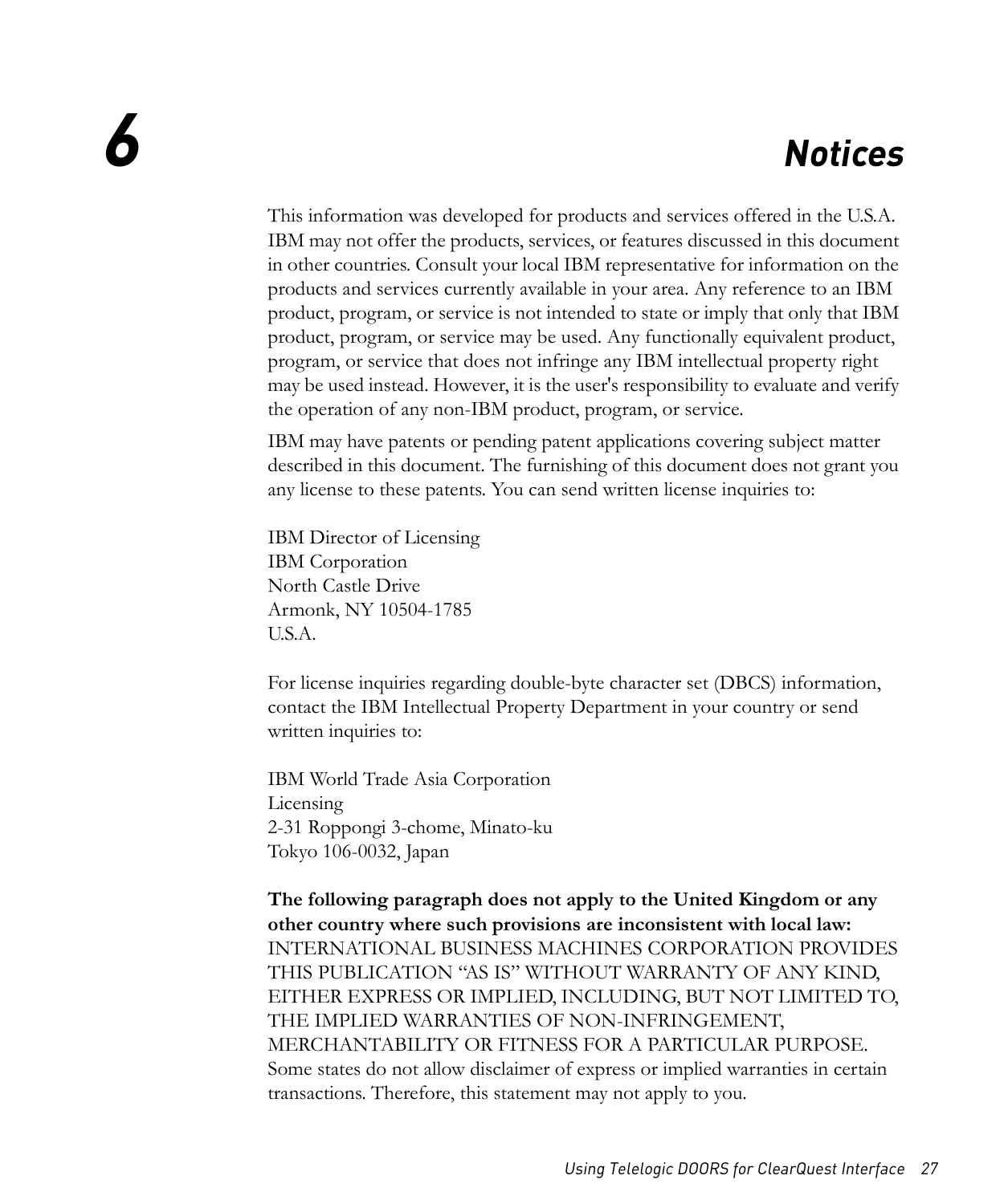# 6 Notices

This information was developed for products and services offered in the U.S.A. IBM may not offer the products, services, or features discussed in this document in other countries. Consult your local IBM representative for information on the products and services currently available in your area. Any reference to an IBM product, program, or service is not intended to state or imply that only that IBM product, program, or service may be used. Any functionally equivalent product, program, or service that does not infringe any IBM intellectual property right may be used instead. However, it is the user's responsibility to evaluate and verify the operation of any non-IBM product, program, or service.

IBM may have patents or pending patent applications covering subject matter described in this document. The furnishing of this document does not grant you any license to these patents. You can send written license inquiries to:

IBM Director of Licensing
IBM Corporation
North Castle Drive
Armonk, NY 10504-1785
U.S.A.

For license inquiries regarding double-byte character set (DBCS) information, contact the IBM Intellectual Property Department in your country or send written inquiries to:

IBM World Trade Asia Corporation
Licensing
2-31 Roppongi 3-chome, Minato-ku
Tokyo 106-0032, Japan

**The following paragraph does not apply to the United Kingdom or any other country where such provisions are inconsistent with local law:** INTERNATIONAL BUSINESS MACHINES CORPORATION PROVIDES THIS PUBLICATION "AS IS" WITHOUT WARRANTY OF ANY KIND, EITHER EXPRESS OR IMPLIED, INCLUDING, BUT NOT LIMITED TO, THE IMPLIED WARRANTIES OF NON-INFRINGEMENT, MERCHANTABILITY OR FITNESS FOR A PARTICULAR PURPOSE. Some states do not allow disclaimer of express or implied warranties in certain transactions. Therefore, this statement may not apply to you.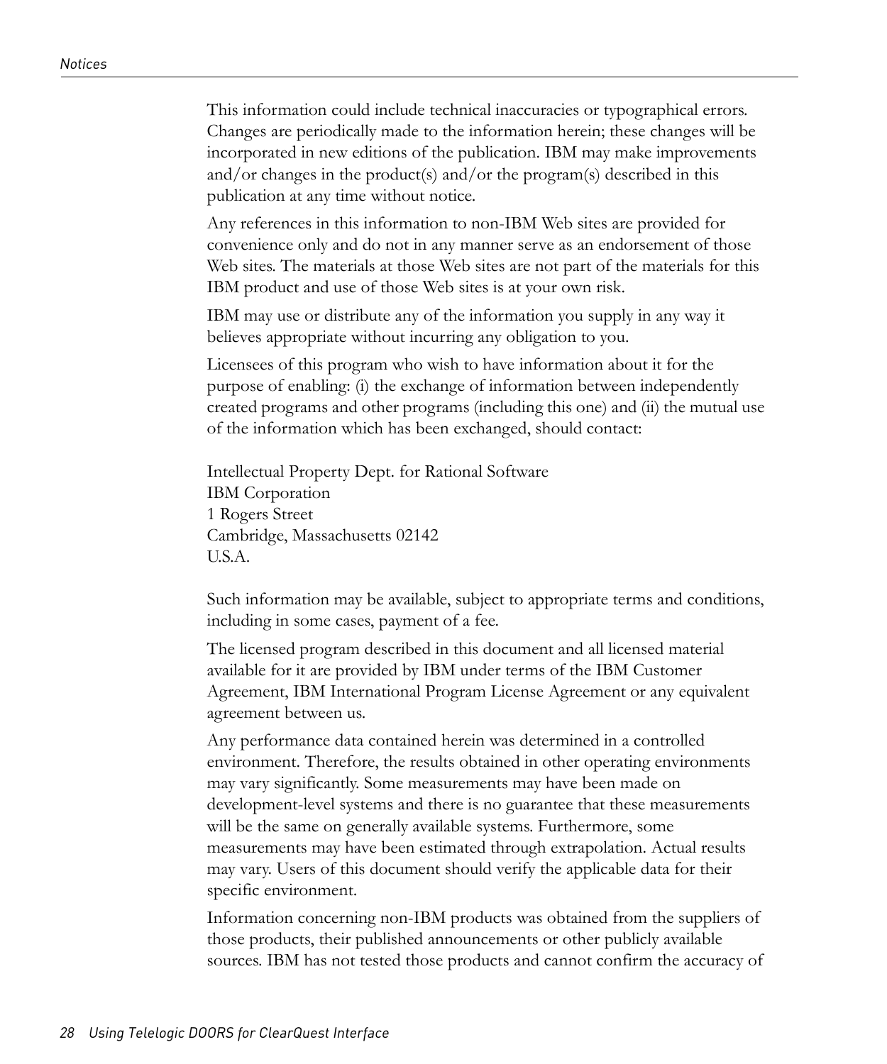This information could include technical inaccuracies or typographical errors. Changes are periodically made to the information herein; these changes will be incorporated in new editions of the publication. IBM may make improvements and/or changes in the product(s) and/or the program(s) described in this publication at any time without notice.

Any references in this information to non-IBM Web sites are provided for convenience only and do not in any manner serve as an endorsement of those Web sites. The materials at those Web sites are not part of the materials for this IBM product and use of those Web sites is at your own risk.

IBM may use or distribute any of the information you supply in any way it believes appropriate without incurring any obligation to you.

Licensees of this program who wish to have information about it for the purpose of enabling: (i) the exchange of information between independently created programs and other programs (including this one) and (ii) the mutual use of the information which has been exchanged, should contact:

Intellectual Property Dept. for Rational Software
IBM Corporation
1 Rogers Street
Cambridge, Massachusetts 02142
U.S.A.

Such information may be available, subject to appropriate terms and conditions, including in some cases, payment of a fee.

The licensed program described in this document and all licensed material available for it are provided by IBM under terms of the IBM Customer Agreement, IBM International Program License Agreement or any equivalent agreement between us.

Any performance data contained herein was determined in a controlled environment. Therefore, the results obtained in other operating environments may vary significantly. Some measurements may have been made on development-level systems and there is no guarantee that these measurements will be the same on generally available systems. Furthermore, some measurements may have been estimated through extrapolation. Actual results may vary. Users of this document should verify the applicable data for their specific environment.

Information concerning non-IBM products was obtained from the suppliers of those products, their published announcements or other publicly available sources. IBM has not tested those products and cannot confirm the accuracy of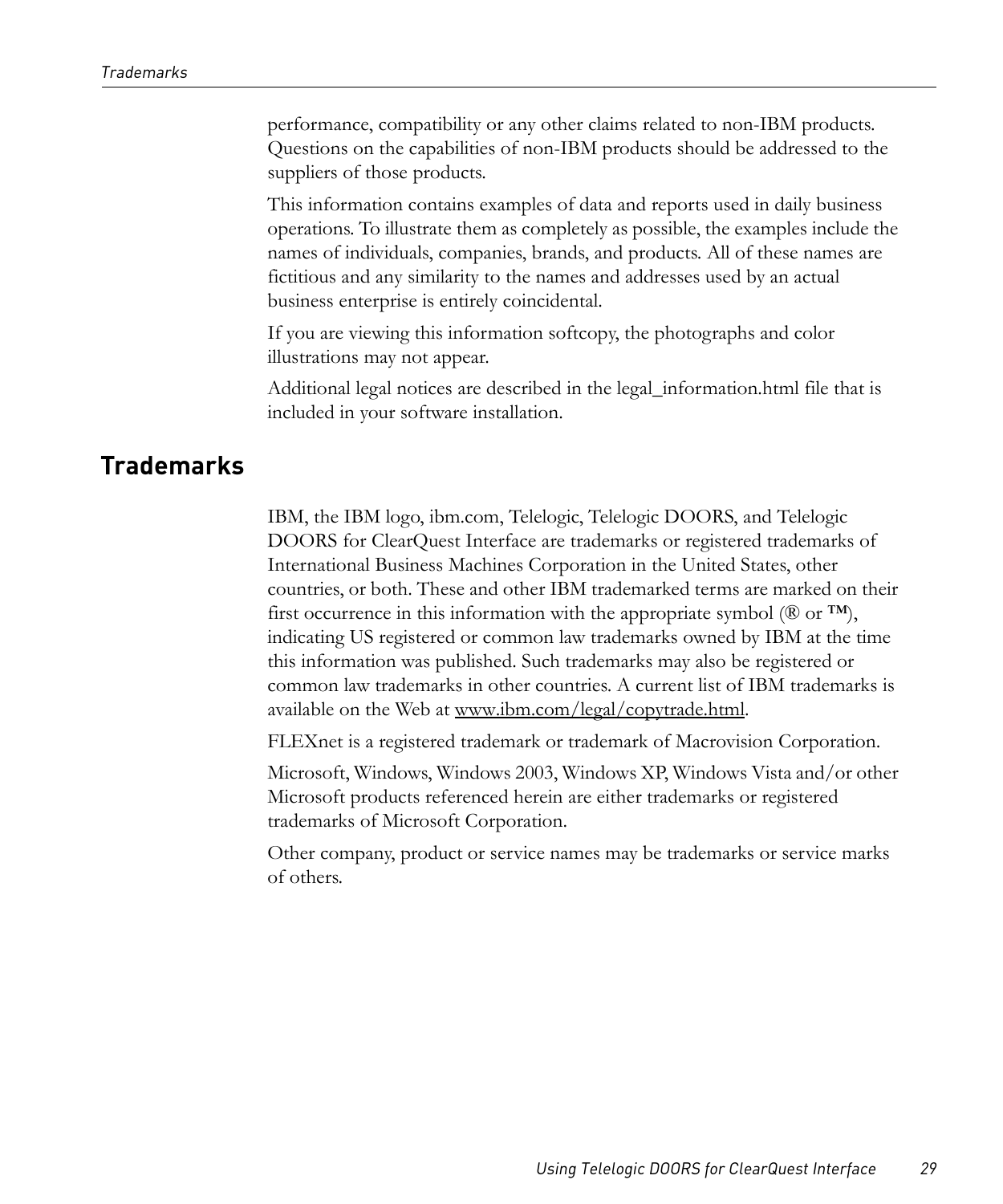performance, compatibility or any other claims related to non-IBM products. Questions on the capabilities of non-IBM products should be addressed to the suppliers of those products.

This information contains examples of data and reports used in daily business operations. To illustrate them as completely as possible, the examples include the names of individuals, companies, brands, and products. All of these names are fictitious and any similarity to the names and addresses used by an actual business enterprise is entirely coincidental.

If you are viewing this information softcopy, the photographs and color illustrations may not appear.

Additional legal notices are described in the legal_information.html file that is included in your software installation.

## Trademarks

IBM, the IBM logo, ibm.com, Telelogic, Telelogic DOORS, and Telelogic DOORS for ClearQuest Interface are trademarks or registered trademarks of International Business Machines Corporation in the United States, other countries, or both. These and other IBM trademarked terms are marked on their first occurrence in this information with the appropriate symbol (® or ™), indicating US registered or common law trademarks owned by IBM at the time this information was published. Such trademarks may also be registered or common law trademarks in other countries. A current list of IBM trademarks is available on the Web at www.ibm.com/legal/copytrade.html.

FLEXnet is a registered trademark or trademark of Macrovision Corporation.

Microsoft, Windows, Windows 2003, Windows XP, Windows Vista and/or other Microsoft products referenced herein are either trademarks or registered trademarks of Microsoft Corporation.

Other company, product or service names may be trademarks or service marks of others.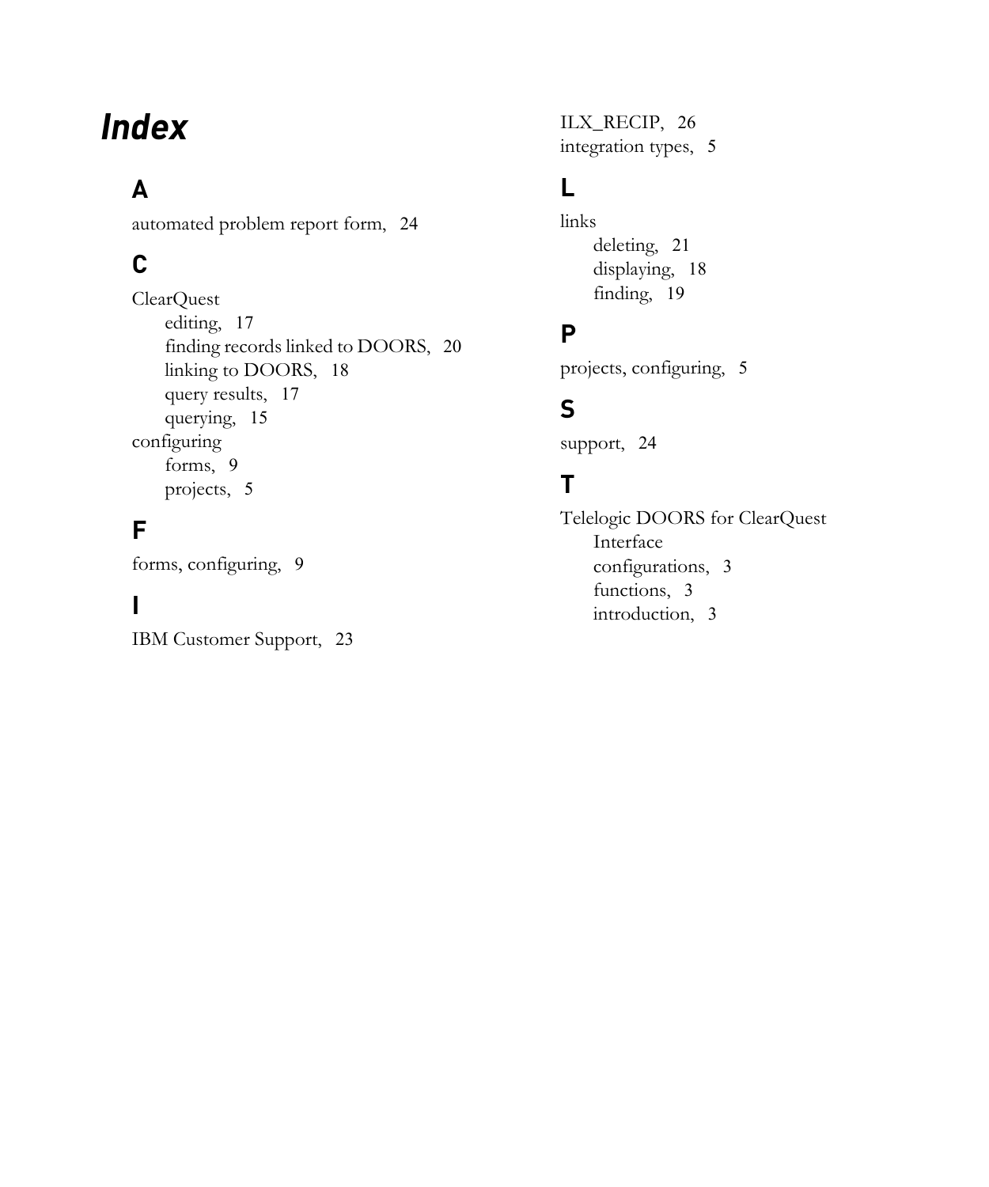# Index

## A

automated problem report form, 24

## C

ClearQuest
- editing, 17
- finding records linked to DOORS, 20
- linking to DOORS, 18
- query results, 17
- querying, 15

configuring
- forms, 9
- projects, 5

## F

forms, configuring, 9

## I

IBM Customer Support, 23

ILX_RECIP, 26

integration types, 5

## L

links
- deleting, 21
- displaying, 18
- finding, 19

## P

projects, configuring, 5

## S

support, 24

## T

Telelogic DOORS for ClearQuest Interface
- configurations, 3
- functions, 3
- introduction, 3